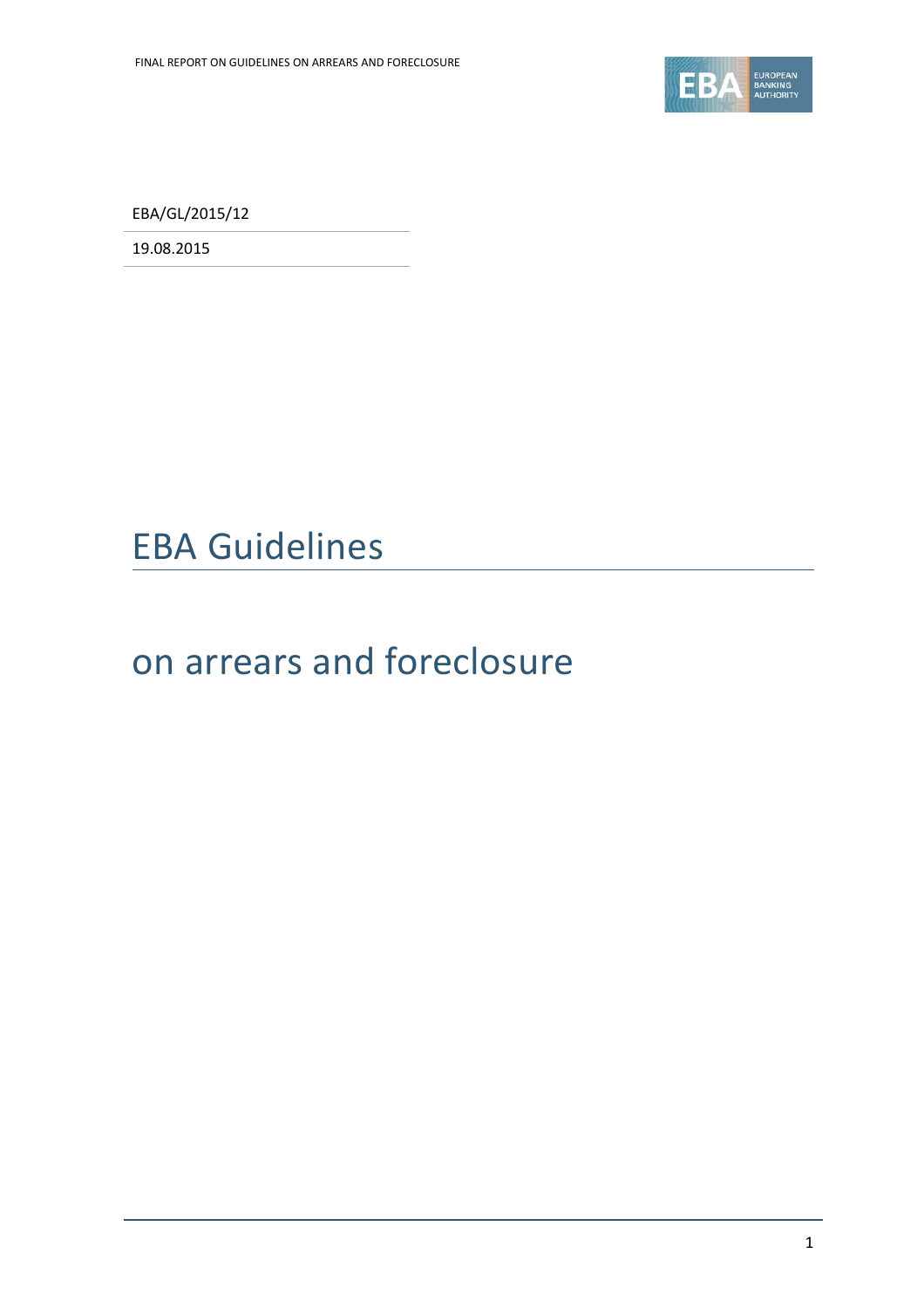EBA/GL/2015/12

19.08.2015

# EBA Guidelines

## on arrears and foreclosure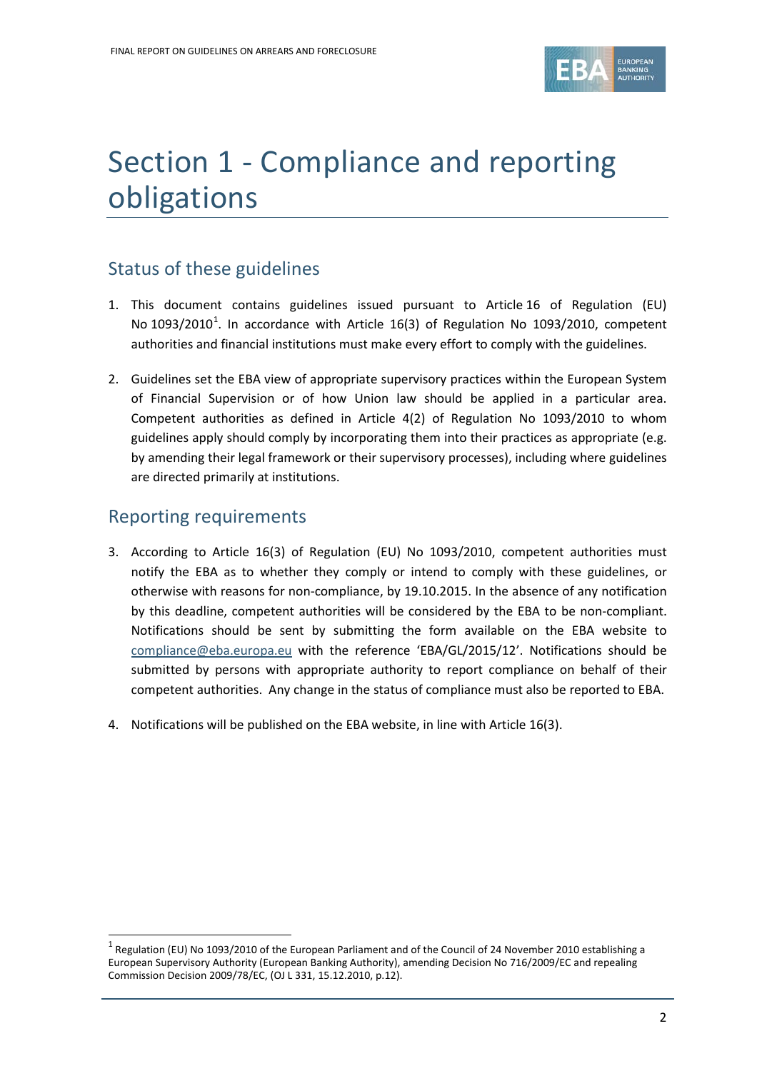# Section 1 - Compliance and reporting obligations

## Status of these guidelines

1. This document contains guidelines issued pursuant to Article 16 of Regulation (EU) No 1093/2010[1]. In accordance with Article 16(3) of Regulation No 1093/2010, competent authorities and financial institutions must make every effort to comply with the guidelines.

2. Guidelines set the EBA view of appropriate supervisory practices within the European System of Financial Supervision or of how Union law should be applied in a particular area. Competent authorities as defined in Article 4(2) of Regulation No 1093/2010 to whom guidelines apply should comply by incorporating them into their practices as appropriate (e.g. by amending their legal framework or their supervisory processes), including where guidelines are directed primarily at institutions.

## Reporting requirements

3. According to Article 16(3) of Regulation (EU) No 1093/2010, competent authorities must notify the EBA as to whether they comply or intend to comply with these guidelines, or otherwise with reasons for non-compliance, by 19.10.2015. In the absence of any notification by this deadline, competent authorities will be considered by the EBA to be non-compliant. Notifications should be sent by submitting the form available on the EBA website to compliance@eba.europa.eu with the reference 'EBA/GL/2015/12'. Notifications should be submitted by persons with appropriate authority to report compliance on behalf of their competent authorities. Any change in the status of compliance must also be reported to EBA.

4. Notifications will be published on the EBA website, in line with Article 16(3).

---

[1] Regulation (EU) No 1093/2010 of the European Parliament and of the Council of 24 November 2010 establishing a European Supervisory Authority (European Banking Authority), amending Decision No 716/2009/EC and repealing Commission Decision 2009/78/EC, (OJ L 331, 15.12.2010, p.12).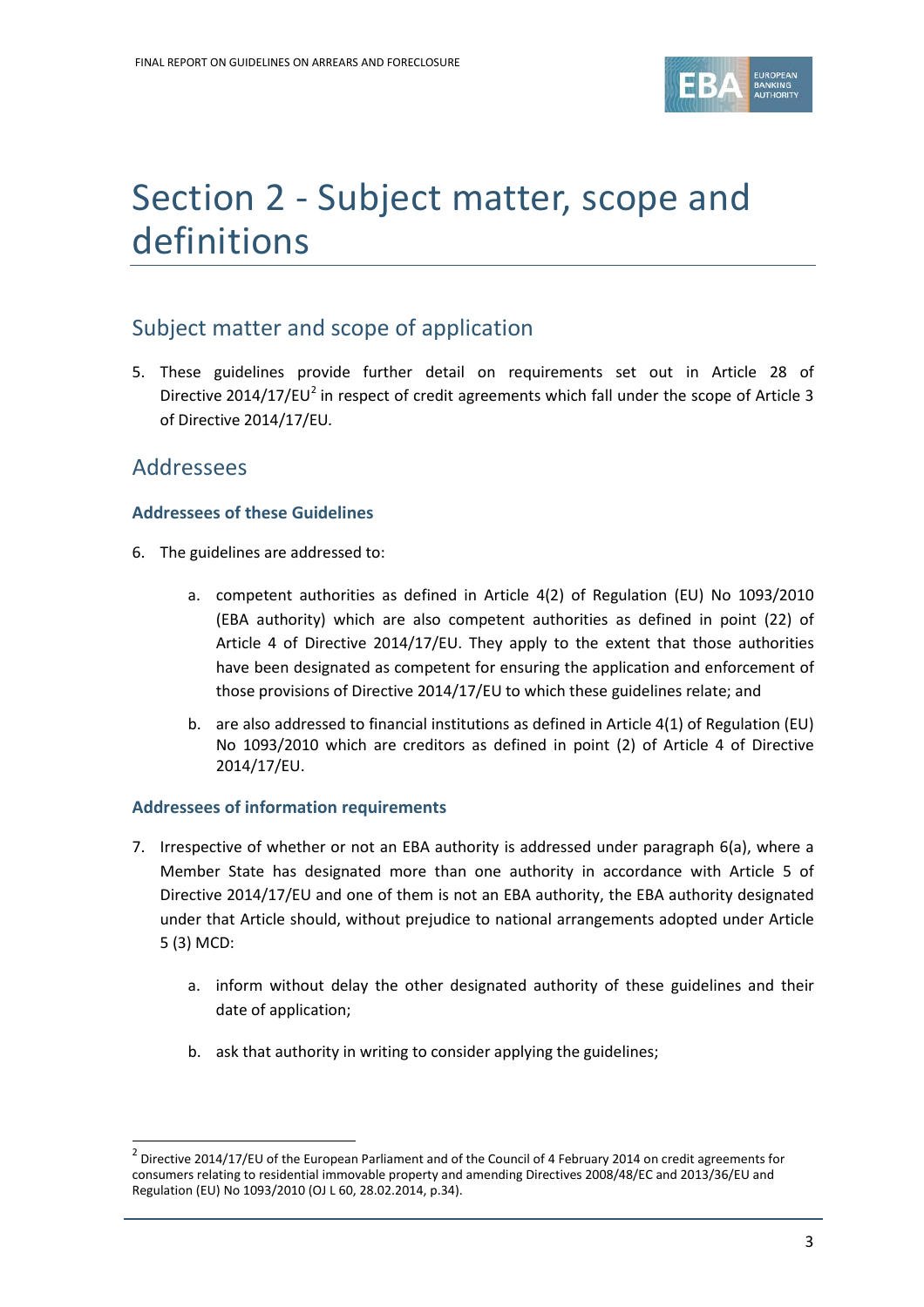# Section 2 - Subject matter, scope and definitions

## Subject matter and scope of application

5. These guidelines provide further detail on requirements set out in Article 28 of Directive 2014/17/EU[2] in respect of credit agreements which fall under the scope of Article 3 of Directive 2014/17/EU.

## Addressees

### Addressees of these Guidelines

6. The guidelines are addressed to:

   a. competent authorities as defined in Article 4(2) of Regulation (EU) No 1093/2010 (EBA authority) which are also competent authorities as defined in point (22) of Article 4 of Directive 2014/17/EU. They apply to the extent that those authorities have been designated as competent for ensuring the application and enforcement of those provisions of Directive 2014/17/EU to which these guidelines relate; and

   b. are also addressed to financial institutions as defined in Article 4(1) of Regulation (EU) No 1093/2010 which are creditors as defined in point (2) of Article 4 of Directive 2014/17/EU.

### Addressees of information requirements

7. Irrespective of whether or not an EBA authority is addressed under paragraph 6(a), where a Member State has designated more than one authority in accordance with Article 5 of Directive 2014/17/EU and one of them is not an EBA authority, the EBA authority designated under that Article should, without prejudice to national arrangements adopted under Article 5 (3) MCD:

   a. inform without delay the other designated authority of these guidelines and their date of application;

   b. ask that authority in writing to consider applying the guidelines;

[2] Directive 2014/17/EU of the European Parliament and of the Council of 4 February 2014 on credit agreements for consumers relating to residential immovable property and amending Directives 2008/48/EC and 2013/36/EU and Regulation (EU) No 1093/2010 (OJ L 60, 28.02.2014, p.34).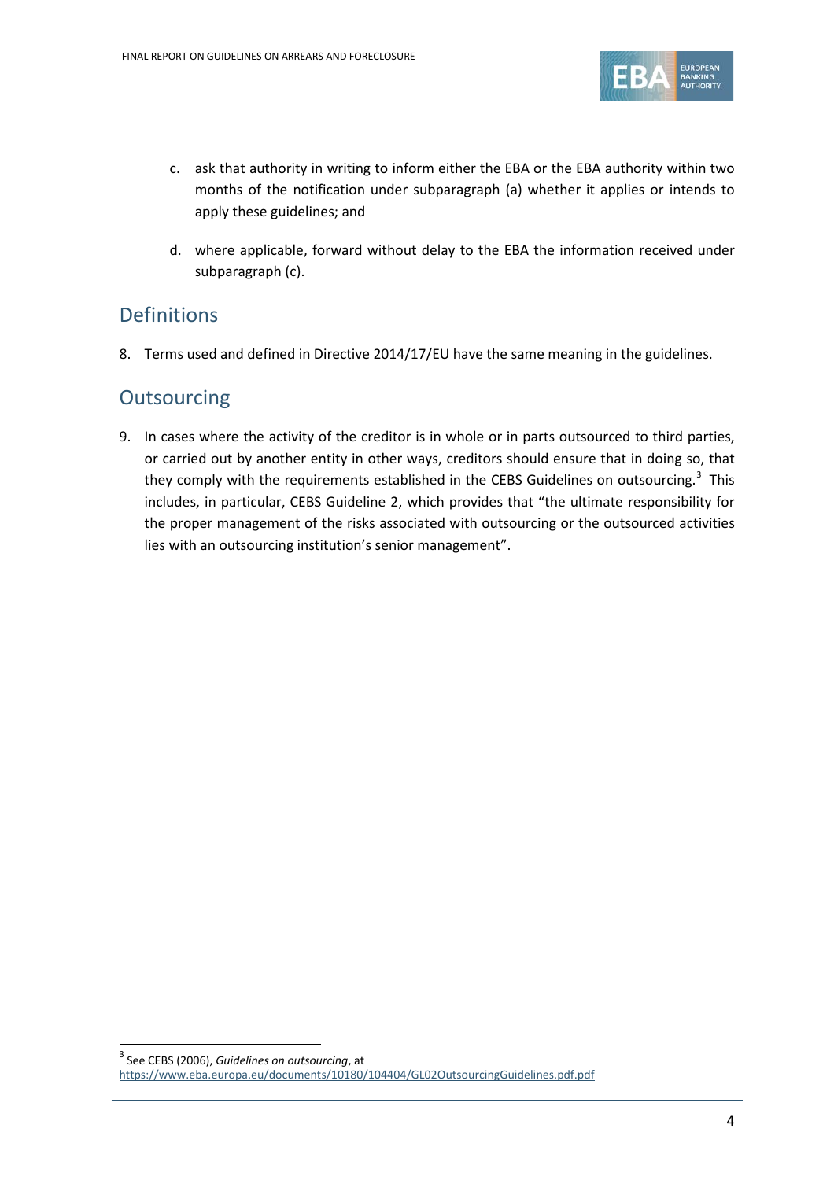c. ask that authority in writing to inform either the EBA or the EBA authority within two months of the notification under subparagraph (a) whether it applies or intends to apply these guidelines; and

d. where applicable, forward without delay to the EBA the information received under subparagraph (c).

## Definitions

8. Terms used and defined in Directive 2014/17/EU have the same meaning in the guidelines.

## Outsourcing

9. In cases where the activity of the creditor is in whole or in parts outsourced to third parties, or carried out by another entity in other ways, creditors should ensure that in doing so, that they comply with the requirements established in the CEBS Guidelines on outsourcing.[3] This includes, in particular, CEBS Guideline 2, which provides that "the ultimate responsibility for the proper management of the risks associated with outsourcing or the outsourced activities lies with an outsourcing institution's senior management".

---

[3] See CEBS (2006), *Guidelines on outsourcing*, at https://www.eba.europa.eu/documents/10180/104404/GL02OutsourcingGuidelines.pdf.pdf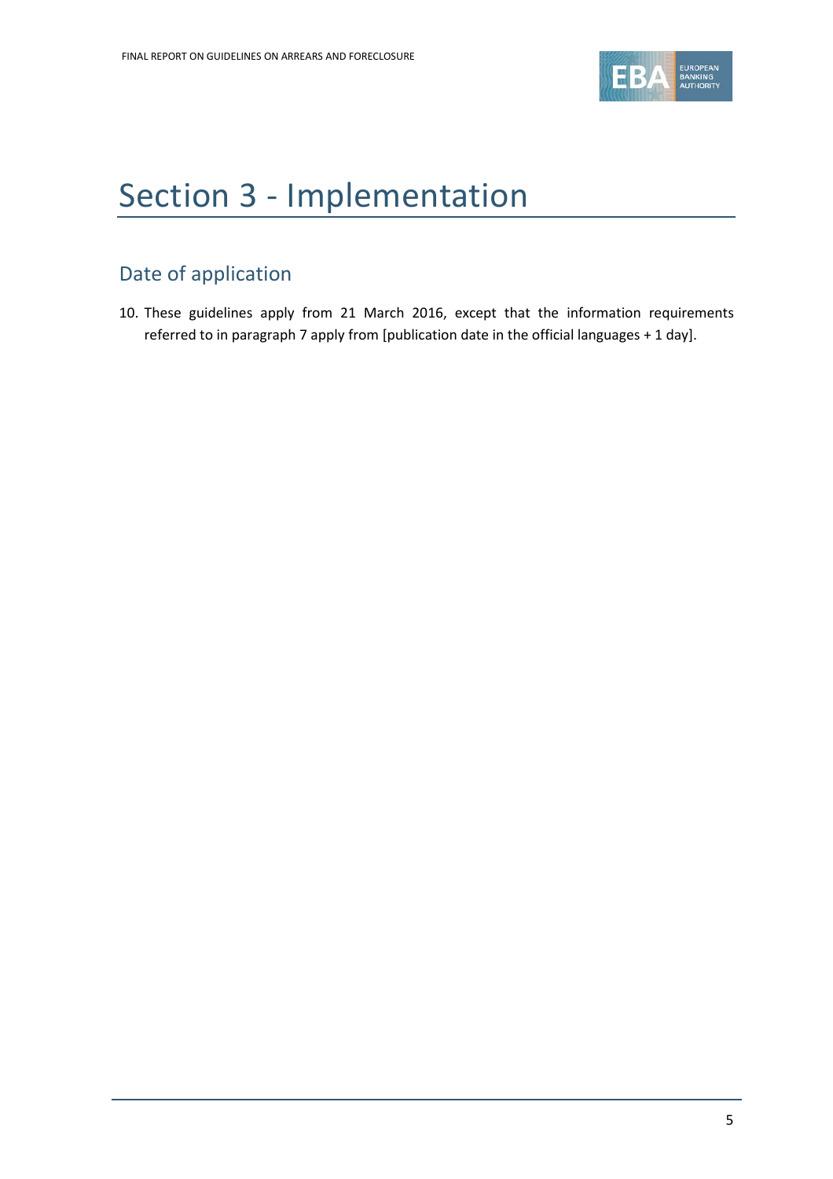# Section 3 - Implementation

## Date of application

10. These guidelines apply from 21 March 2016, except that the information requirements referred to in paragraph 7 apply from [publication date in the official languages + 1 day].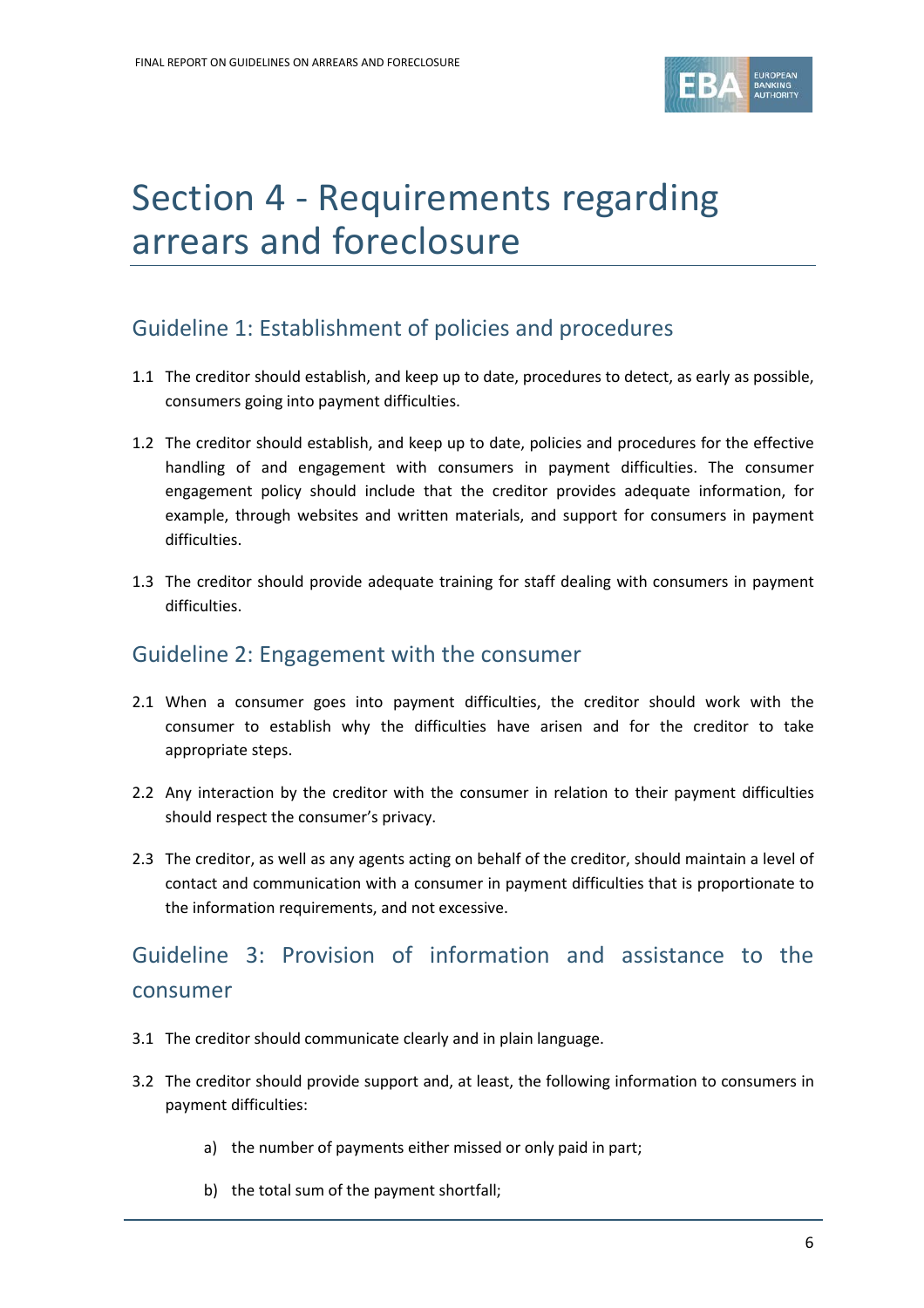# Section 4 - Requirements regarding arrears and foreclosure

## Guideline 1: Establishment of policies and procedures

1.1 The creditor should establish, and keep up to date, procedures to detect, as early as possible, consumers going into payment difficulties.

1.2 The creditor should establish, and keep up to date, policies and procedures for the effective handling of and engagement with consumers in payment difficulties. The consumer engagement policy should include that the creditor provides adequate information, for example, through websites and written materials, and support for consumers in payment difficulties.

1.3 The creditor should provide adequate training for staff dealing with consumers in payment difficulties.

## Guideline 2: Engagement with the consumer

2.1 When a consumer goes into payment difficulties, the creditor should work with the consumer to establish why the difficulties have arisen and for the creditor to take appropriate steps.

2.2 Any interaction by the creditor with the consumer in relation to their payment difficulties should respect the consumer's privacy.

2.3 The creditor, as well as any agents acting on behalf of the creditor, should maintain a level of contact and communication with a consumer in payment difficulties that is proportionate to the information requirements, and not excessive.

## Guideline 3: Provision of information and assistance to the consumer

3.1 The creditor should communicate clearly and in plain language.

3.2 The creditor should provide support and, at least, the following information to consumers in payment difficulties:

   a) the number of payments either missed or only paid in part;

   b) the total sum of the payment shortfall;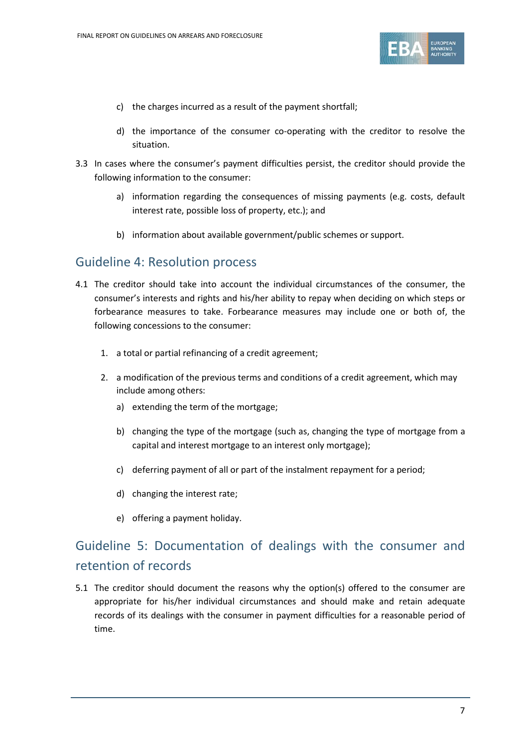c) the charges incurred as a result of the payment shortfall;

d) the importance of the consumer co-operating with the creditor to resolve the situation.

3.3 In cases where the consumer's payment difficulties persist, the creditor should provide the following information to the consumer:

a) information regarding the consequences of missing payments (e.g. costs, default interest rate, possible loss of property, etc.); and

b) information about available government/public schemes or support.

## Guideline 4: Resolution process

4.1 The creditor should take into account the individual circumstances of the consumer, the consumer's interests and rights and his/her ability to repay when deciding on which steps or forbearance measures to take. Forbearance measures may include one or both of, the following concessions to the consumer:

1. a total or partial refinancing of a credit agreement;

2. a modification of the previous terms and conditions of a credit agreement, which may include among others:

   a) extending the term of the mortgage;

   b) changing the type of the mortgage (such as, changing the type of mortgage from a capital and interest mortgage to an interest only mortgage);

   c) deferring payment of all or part of the instalment repayment for a period;

   d) changing the interest rate;

   e) offering a payment holiday.

## Guideline 5: Documentation of dealings with the consumer and retention of records

5.1 The creditor should document the reasons why the option(s) offered to the consumer are appropriate for his/her individual circumstances and should make and retain adequate records of its dealings with the consumer in payment difficulties for a reasonable period of time.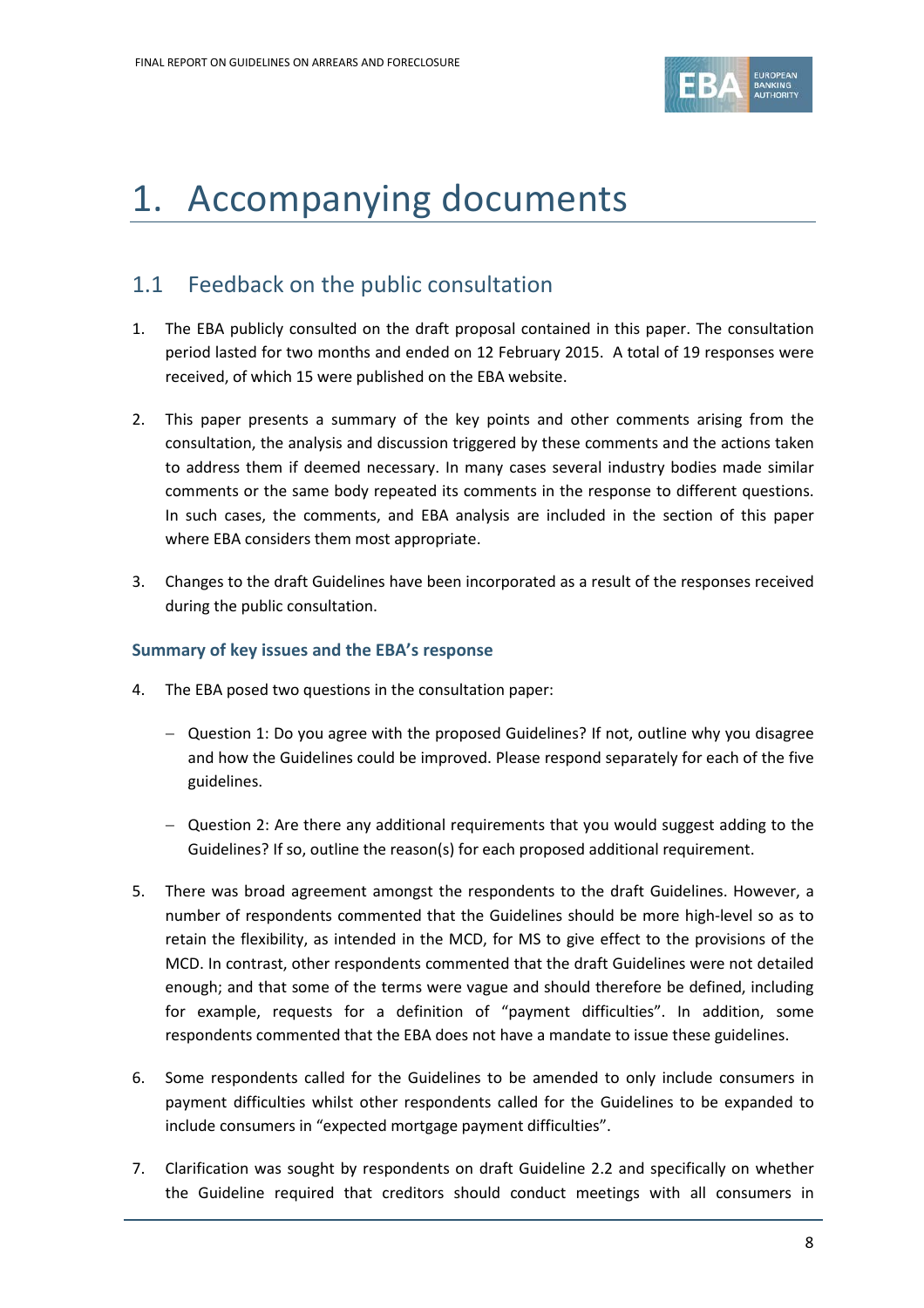# 1. Accompanying documents

## 1.1 Feedback on the public consultation

1. The EBA publicly consulted on the draft proposal contained in this paper. The consultation period lasted for two months and ended on 12 February 2015. A total of 19 responses were received, of which 15 were published on the EBA website.

2. This paper presents a summary of the key points and other comments arising from the consultation, the analysis and discussion triggered by these comments and the actions taken to address them if deemed necessary. In many cases several industry bodies made similar comments or the same body repeated its comments in the response to different questions. In such cases, the comments, and EBA analysis are included in the section of this paper where EBA considers them most appropriate.

3. Changes to the draft Guidelines have been incorporated as a result of the responses received during the public consultation.

### Summary of key issues and the EBA's response

4. The EBA posed two questions in the consultation paper:

   - Question 1: Do you agree with the proposed Guidelines? If not, outline why you disagree and how the Guidelines could be improved. Please respond separately for each of the five guidelines.

   - Question 2: Are there any additional requirements that you would suggest adding to the Guidelines? If so, outline the reason(s) for each proposed additional requirement.

5. There was broad agreement amongst the respondents to the draft Guidelines. However, a number of respondents commented that the Guidelines should be more high-level so as to retain the flexibility, as intended in the MCD, for MS to give effect to the provisions of the MCD. In contrast, other respondents commented that the draft Guidelines were not detailed enough; and that some of the terms were vague and should therefore be defined, including for example, requests for a definition of "payment difficulties". In addition, some respondents commented that the EBA does not have a mandate to issue these guidelines.

6. Some respondents called for the Guidelines to be amended to only include consumers in payment difficulties whilst other respondents called for the Guidelines to be expanded to include consumers in "expected mortgage payment difficulties".

7. Clarification was sought by respondents on draft Guideline 2.2 and specifically on whether the Guideline required that creditors should conduct meetings with all consumers in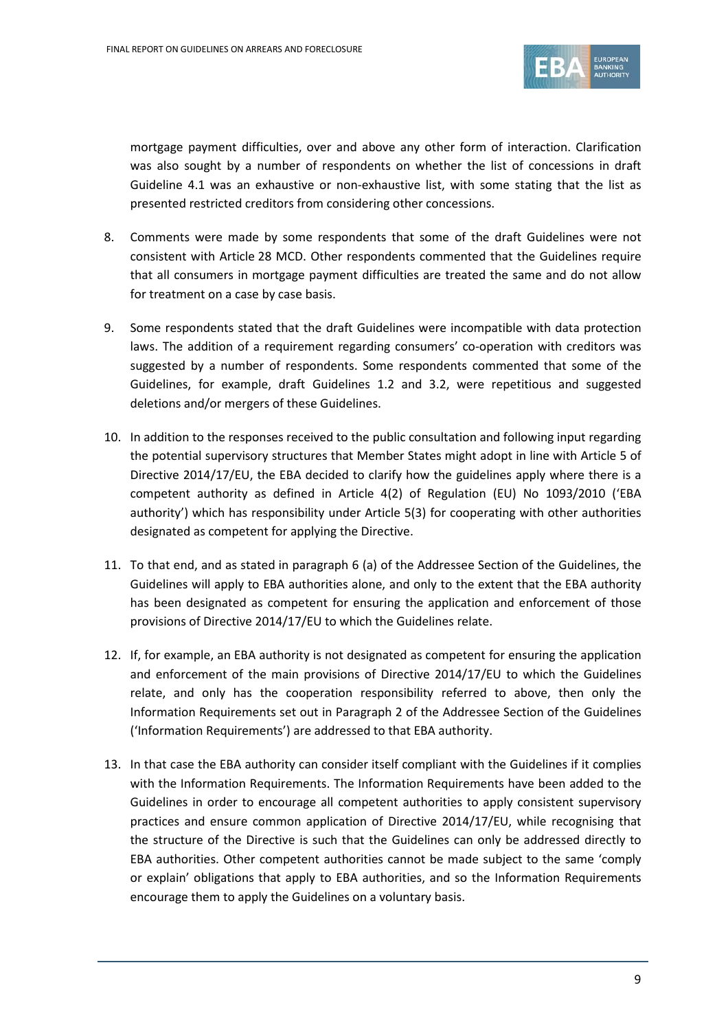mortgage payment difficulties, over and above any other form of interaction. Clarification was also sought by a number of respondents on whether the list of concessions in draft Guideline 4.1 was an exhaustive or non-exhaustive list, with some stating that the list as presented restricted creditors from considering other concessions.

8. Comments were made by some respondents that some of the draft Guidelines were not consistent with Article 28 MCD. Other respondents commented that the Guidelines require that all consumers in mortgage payment difficulties are treated the same and do not allow for treatment on a case by case basis.

9. Some respondents stated that the draft Guidelines were incompatible with data protection laws. The addition of a requirement regarding consumers' co-operation with creditors was suggested by a number of respondents. Some respondents commented that some of the Guidelines, for example, draft Guidelines 1.2 and 3.2, were repetitious and suggested deletions and/or mergers of these Guidelines.

10. In addition to the responses received to the public consultation and following input regarding the potential supervisory structures that Member States might adopt in line with Article 5 of Directive 2014/17/EU, the EBA decided to clarify how the guidelines apply where there is a competent authority as defined in Article 4(2) of Regulation (EU) No 1093/2010 ('EBA authority') which has responsibility under Article 5(3) for cooperating with other authorities designated as competent for applying the Directive.

11. To that end, and as stated in paragraph 6 (a) of the Addressee Section of the Guidelines, the Guidelines will apply to EBA authorities alone, and only to the extent that the EBA authority has been designated as competent for ensuring the application and enforcement of those provisions of Directive 2014/17/EU to which the Guidelines relate.

12. If, for example, an EBA authority is not designated as competent for ensuring the application and enforcement of the main provisions of Directive 2014/17/EU to which the Guidelines relate, and only has the cooperation responsibility referred to above, then only the Information Requirements set out in Paragraph 2 of the Addressee Section of the Guidelines ('Information Requirements') are addressed to that EBA authority.

13. In that case the EBA authority can consider itself compliant with the Guidelines if it complies with the Information Requirements. The Information Requirements have been added to the Guidelines in order to encourage all competent authorities to apply consistent supervisory practices and ensure common application of Directive 2014/17/EU, while recognising that the structure of the Directive is such that the Guidelines can only be addressed directly to EBA authorities. Other competent authorities cannot be made subject to the same 'comply or explain' obligations that apply to EBA authorities, and so the Information Requirements encourage them to apply the Guidelines on a voluntary basis.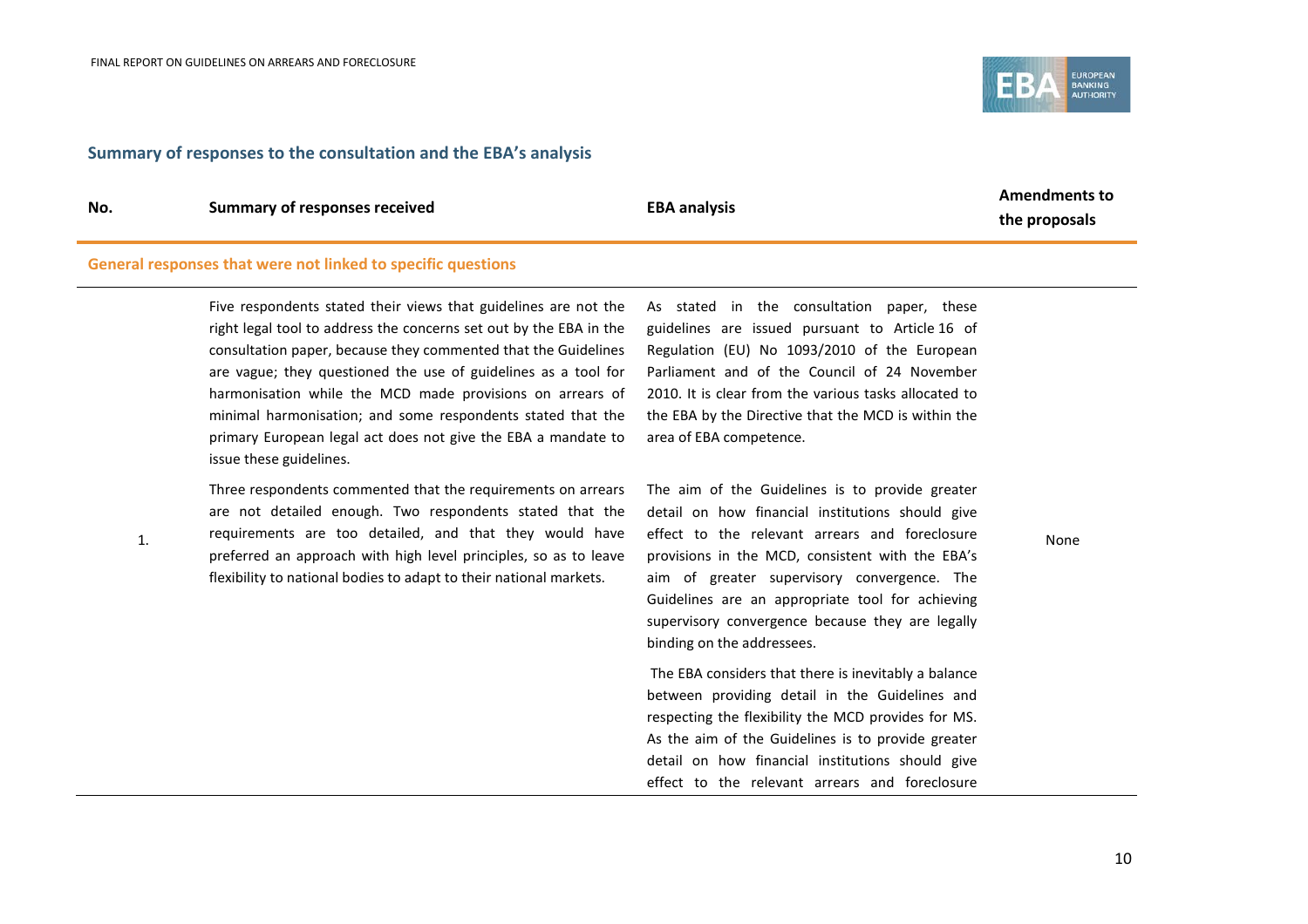## Summary of responses to the consultation and the EBA's analysis

| No. | Summary of responses received | EBA analysis | Amendments to the proposals |
|---|---|---|---|
| **General responses that were not linked to specific questions** | | | |
| 1. | Five respondents stated their views that guidelines are not the right legal tool to address the concerns set out by the EBA in the consultation paper, because they commented that the Guidelines are vague; they questioned the use of guidelines as a tool for harmonisation while the MCD made provisions on arrears of minimal harmonisation; and some respondents stated that the primary European legal act does not give the EBA a mandate to issue these guidelines.<br><br>Three respondents commented that the requirements on arrears are not detailed enough. Two respondents stated that the requirements are too detailed, and that they would have preferred an approach with high level principles, so as to leave flexibility to national bodies to adapt to their national markets. | As stated in the consultation paper, these guidelines are issued pursuant to Article 16 of Regulation (EU) No 1093/2010 of the European Parliament and of the Council of 24 November 2010. It is clear from the various tasks allocated to the EBA by the Directive that the MCD is within the area of EBA competence.<br><br>The aim of the Guidelines is to provide greater detail on how financial institutions should give effect to the relevant arrears and foreclosure provisions in the MCD, consistent with the EBA's aim of greater supervisory convergence. The Guidelines are an appropriate tool for achieving supervisory convergence because they are legally binding on the addressees.<br><br>The EBA considers that there is inevitably a balance between providing detail in the Guidelines and respecting the flexibility the MCD provides for MS. As the aim of the Guidelines is to provide greater detail on how financial institutions should give effect to the relevant arrears and foreclosure | None |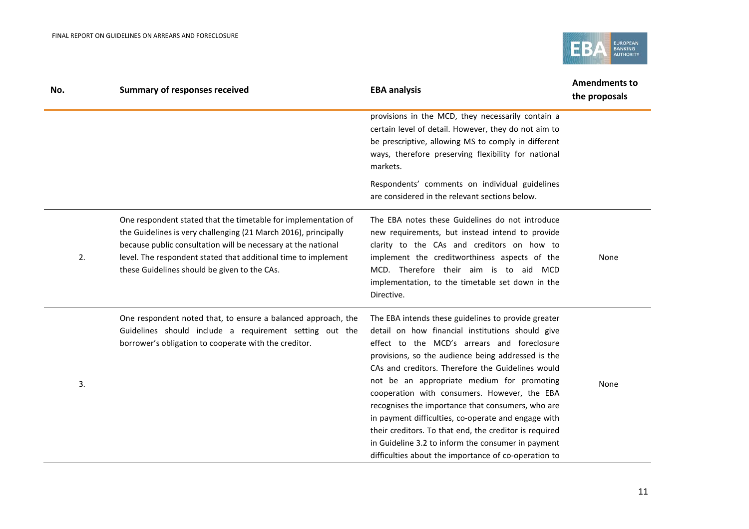| No. | Summary of responses received | EBA analysis | Amendments to the proposals |
|---|---|---|---|
| | | provisions in the MCD, they necessarily contain a certain level of detail. However, they do not aim to be prescriptive, allowing MS to comply in different ways, therefore preserving flexibility for national markets. Respondents' comments on individual guidelines are considered in the relevant sections below. | |
| 2. | One respondent stated that the timetable for implementation of the Guidelines is very challenging (21 March 2016), principally because public consultation will be necessary at the national level. The respondent stated that additional time to implement these Guidelines should be given to the CAs. | The EBA notes these Guidelines do not introduce new requirements, but instead intend to provide clarity to the CAs and creditors on how to implement the creditworthiness aspects of the MCD. Therefore their aim is to aid MCD implementation, to the timetable set down in the Directive. | None |
| 3. | One respondent noted that, to ensure a balanced approach, the Guidelines should include a requirement setting out the borrower's obligation to cooperate with the creditor. | The EBA intends these guidelines to provide greater detail on how financial institutions should give effect to the MCD's arrears and foreclosure provisions, so the audience being addressed is the CAs and creditors. Therefore the Guidelines would not be an appropriate medium for promoting cooperation with consumers. However, the EBA recognises the importance that consumers, who are in payment difficulties, co-operate and engage with their creditors. To that end, the creditor is required in Guideline 3.2 to inform the consumer in payment difficulties about the importance of co-operation to | None |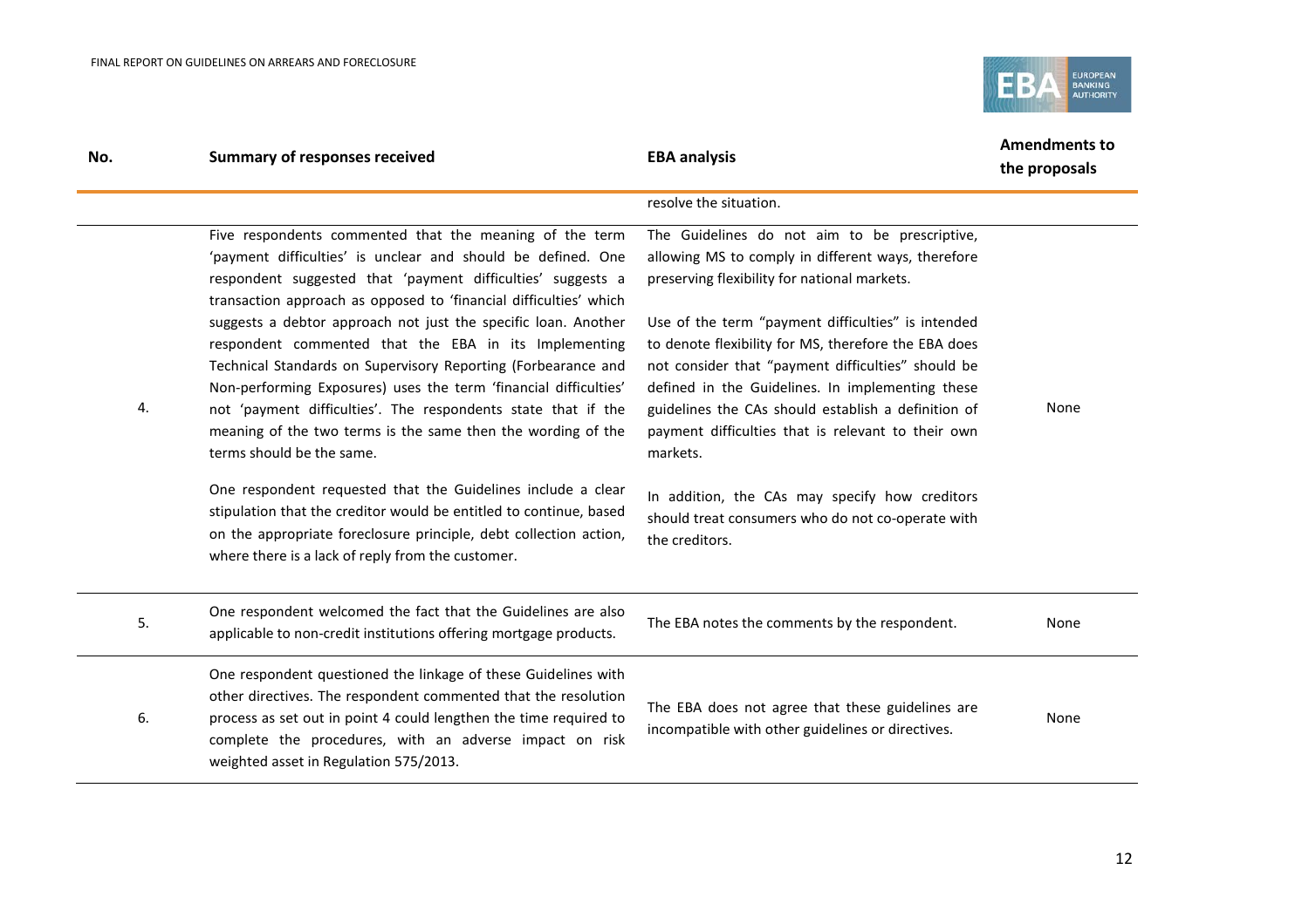| No. | Summary of responses received | EBA analysis | Amendments to the proposals |
|---|---|---|---|
| | | resolve the situation. | |
| 4. | Five respondents commented that the meaning of the term 'payment difficulties' is unclear and should be defined. One respondent suggested that 'payment difficulties' suggests a transaction approach as opposed to 'financial difficulties' which suggests a debtor approach not just the specific loan. Another respondent commented that the EBA in its Implementing Technical Standards on Supervisory Reporting (Forbearance and Non-performing Exposures) uses the term 'financial difficulties' not 'payment difficulties'. The respondents state that if the meaning of the two terms is the same then the wording of the terms should be the same.<br><br>One respondent requested that the Guidelines include a clear stipulation that the creditor would be entitled to continue, based on the appropriate foreclosure principle, debt collection action, where there is a lack of reply from the customer. | The Guidelines do not aim to be prescriptive, allowing MS to comply in different ways, therefore preserving flexibility for national markets.<br><br>Use of the term "payment difficulties" is intended to denote flexibility for MS, therefore the EBA does not consider that "payment difficulties" should be defined in the Guidelines. In implementing these guidelines the CAs should establish a definition of payment difficulties that is relevant to their own markets.<br><br>In addition, the CAs may specify how creditors should treat consumers who do not co-operate with the creditors. | None |
| 5. | One respondent welcomed the fact that the Guidelines are also applicable to non-credit institutions offering mortgage products. | The EBA notes the comments by the respondent. | None |
| 6. | One respondent questioned the linkage of these Guidelines with other directives. The respondent commented that the resolution process as set out in point 4 could lengthen the time required to complete the procedures, with an adverse impact on risk weighted asset in Regulation 575/2013. | The EBA does not agree that these guidelines are incompatible with other guidelines or directives. | None |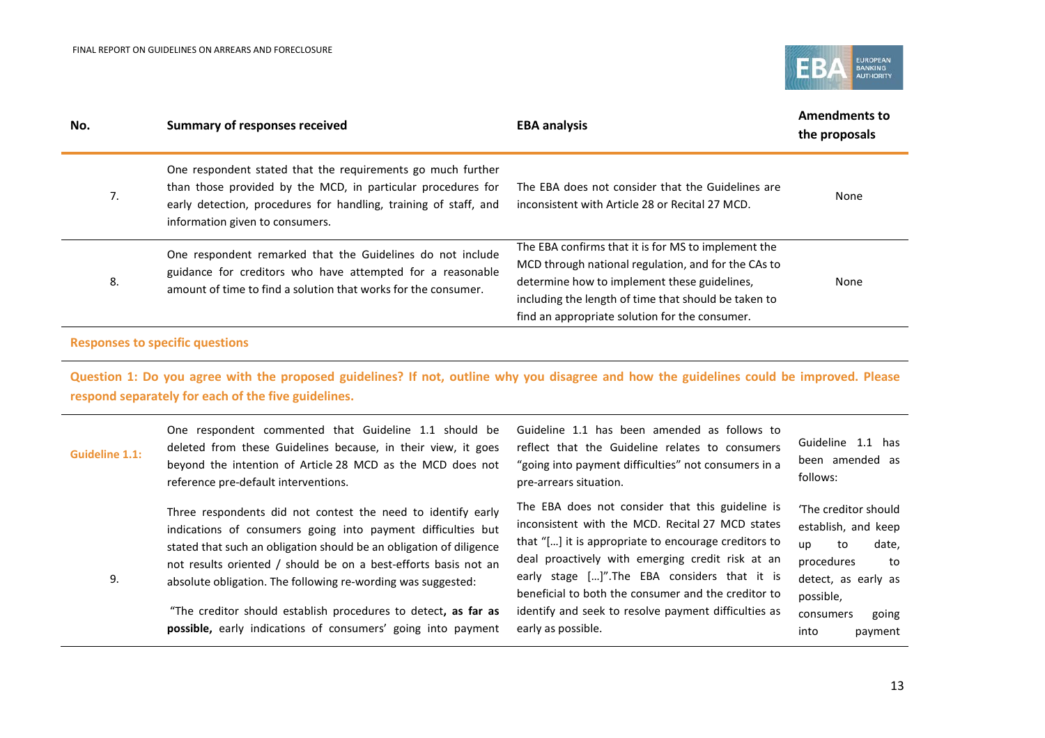| No. | Summary of responses received | EBA analysis | Amendments to the proposals |
|---|---|---|---|
| 7. | One respondent stated that the requirements go much further than those provided by the MCD, in particular procedures for early detection, procedures for handling, training of staff, and information given to consumers. | The EBA does not consider that the Guidelines are inconsistent with Article 28 or Recital 27 MCD. | None |
| 8. | One respondent remarked that the Guidelines do not include guidance for creditors who have attempted for a reasonable amount of time to find a solution that works for the consumer. | The EBA confirms that it is for MS to implement the MCD through national regulation, and for the CAs to determine how to implement these guidelines, including the length of time that should be taken to find an appropriate solution for the consumer. | None |

**Responses to specific questions**

**Question 1: Do you agree with the proposed guidelines? If not, outline why you disagree and how the guidelines could be improved. Please respond separately for each of the five guidelines.**

| | | | |
|---|---|---|---|
| **Guideline 1.1:** | One respondent commented that Guideline 1.1 should be deleted from these Guidelines because, in their view, it goes beyond the intention of Article 28 MCD as the MCD does not reference pre-default interventions. | Guideline 1.1 has been amended as follows to reflect that the Guideline relates to consumers "going into payment difficulties" not consumers in a pre-arrears situation. | Guideline 1.1 has been amended as follows: |
| 9. | Three respondents did not contest the need to identify early indications of consumers going into payment difficulties but stated that such an obligation should be an obligation of diligence not results oriented / should be on a best-efforts basis not an absolute obligation. The following re-wording was suggested:<br><br>"The creditor should establish procedures to detect**, as far as possible,** early indications of consumers' going into payment | The EBA does not consider that this guideline is inconsistent with the MCD. Recital 27 MCD states that "[…] it is appropriate to encourage creditors to deal proactively with emerging credit risk at an early stage […]".The EBA considers that it is beneficial to both the consumer and the creditor to identify and seek to resolve payment difficulties as early as possible. | 'The creditor should establish, and keep up to date, procedures to detect, as early as possible, consumers going into payment |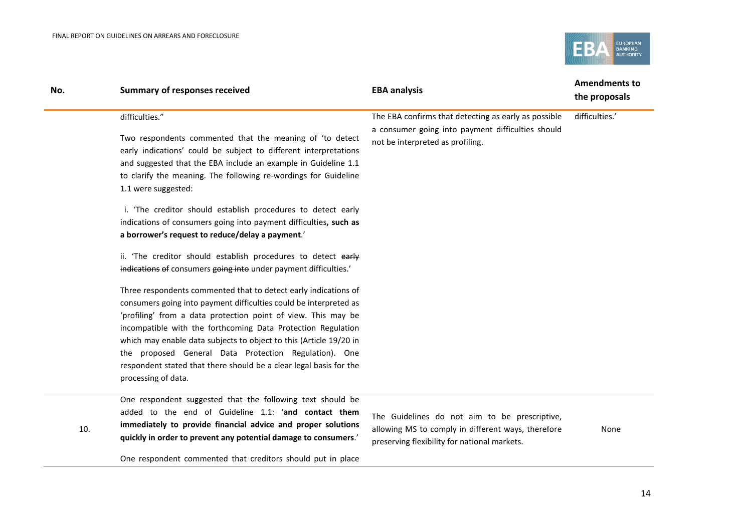| No. | Summary of responses received | EBA analysis | Amendments to the proposals |
|---|---|---|---|
| | difficulties."<br><br>Two respondents commented that the meaning of 'to detect early indications' could be subject to different interpretations and suggested that the EBA include an example in Guideline 1.1 to clarify the meaning. The following re-wordings for Guideline 1.1 were suggested:<br><br>i. 'The creditor should establish procedures to detect early indications of consumers going into payment difficulties**, such as a borrower's request to reduce/delay a payment**.'<br><br>ii. 'The creditor should establish procedures to detect ~~early indications of~~ consumers ~~going into~~ under payment difficulties.'<br><br>Three respondents commented that to detect early indications of consumers going into payment difficulties could be interpreted as 'profiling' from a data protection point of view. This may be incompatible with the forthcoming Data Protection Regulation which may enable data subjects to object to this (Article 19/20 in the proposed General Data Protection Regulation). One respondent stated that there should be a clear legal basis for the processing of data. | The EBA confirms that detecting as early as possible a consumer going into payment difficulties should not be interpreted as profiling. | difficulties.' |
| 10. | One respondent suggested that the following text should be added to the end of Guideline 1.1: '**and contact them immediately to provide financial advice and proper solutions quickly in order to prevent any potential damage to consumers**.'<br><br>One respondent commented that creditors should put in place | The Guidelines do not aim to be prescriptive, allowing MS to comply in different ways, therefore preserving flexibility for national markets. | None |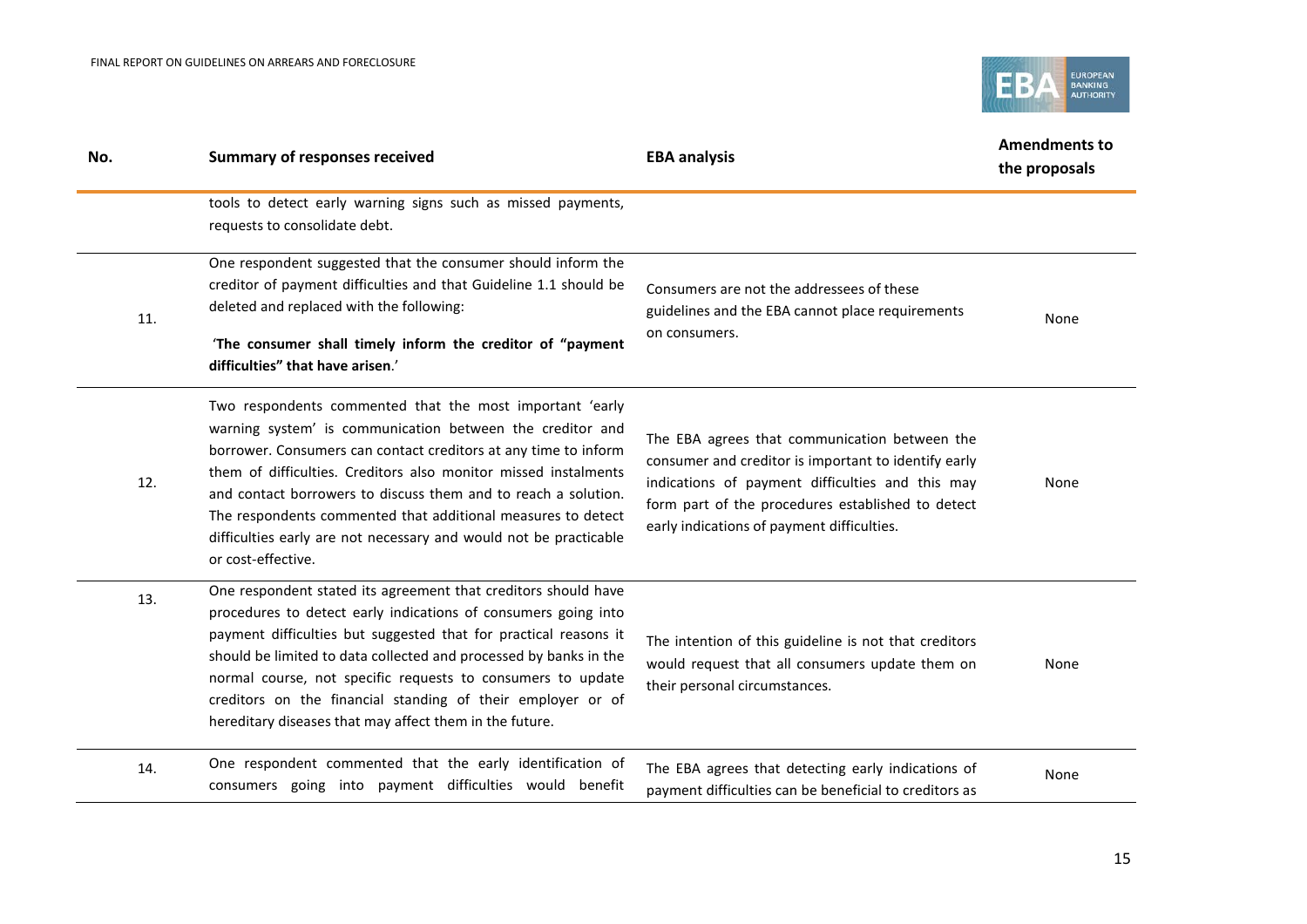| No. | Summary of responses received | EBA analysis | Amendments to the proposals |
|---|---|---|---|
| | tools to detect early warning signs such as missed payments, requests to consolidate debt. | | |
| 11. | One respondent suggested that the consumer should inform the creditor of payment difficulties and that Guideline 1.1 should be deleted and replaced with the following: '**The consumer shall timely inform the creditor of "payment difficulties" that have arisen**.' | Consumers are not the addressees of these guidelines and the EBA cannot place requirements on consumers. | None |
| 12. | Two respondents commented that the most important 'early warning system' is communication between the creditor and borrower. Consumers can contact creditors at any time to inform them of difficulties. Creditors also monitor missed instalments and contact borrowers to discuss them and to reach a solution. The respondents commented that additional measures to detect difficulties early are not necessary and would not be practicable or cost-effective. | The EBA agrees that communication between the consumer and creditor is important to identify early indications of payment difficulties and this may form part of the procedures established to detect early indications of payment difficulties. | None |
| 13. | One respondent stated its agreement that creditors should have procedures to detect early indications of consumers going into payment difficulties but suggested that for practical reasons it should be limited to data collected and processed by banks in the normal course, not specific requests to consumers to update creditors on the financial standing of their employer or of hereditary diseases that may affect them in the future. | The intention of this guideline is not that creditors would request that all consumers update them on their personal circumstances. | None |
| 14. | One respondent commented that the early identification of consumers going into payment difficulties would benefit | The EBA agrees that detecting early indications of payment difficulties can be beneficial to creditors as | None |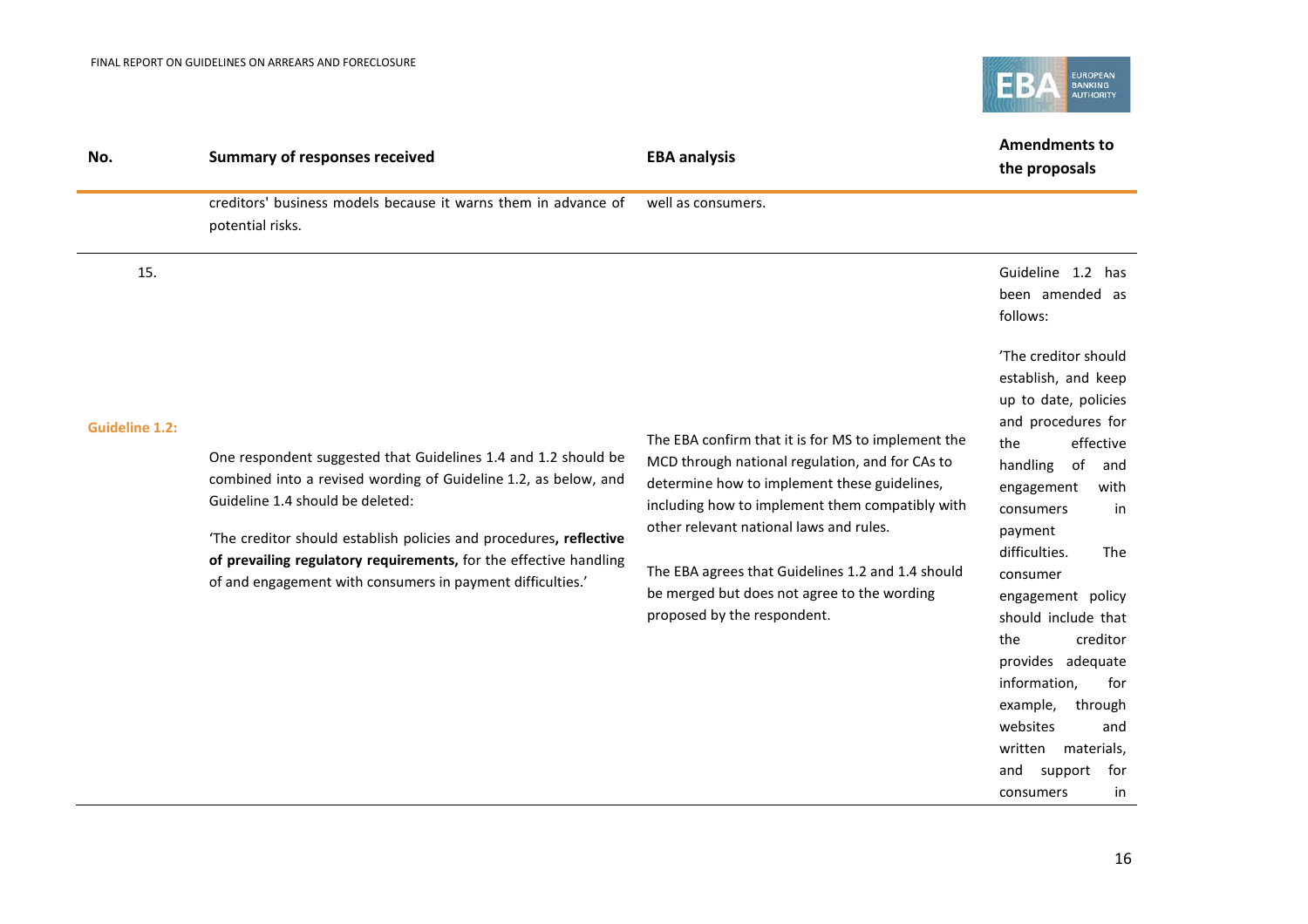| No. | Summary of responses received | EBA analysis | Amendments to the proposals |
|---|---|---|---|
| | creditors' business models because it warns them in advance of potential risks. | well as consumers. | |
| 15. **Guideline 1.2:** | One respondent suggested that Guidelines 1.4 and 1.2 should be combined into a revised wording of Guideline 1.2, as below, and Guideline 1.4 should be deleted: 'The creditor should establish policies and procedures**, reflective of prevailing regulatory requirements,** for the effective handling of and engagement with consumers in payment difficulties.' | The EBA confirm that it is for MS to implement the MCD through national regulation, and for CAs to determine how to implement these guidelines, including how to implement them compatibly with other relevant national laws and rules. The EBA agrees that Guidelines 1.2 and 1.4 should be merged but does not agree to the wording proposed by the respondent. | Guideline 1.2 has been amended as follows: 'The creditor should establish, and keep up to date, policies and procedures for the effective handling of and engagement with consumers in payment difficulties. The consumer engagement policy should include that the creditor provides adequate information, for example, through websites and written materials, and support for consumers in |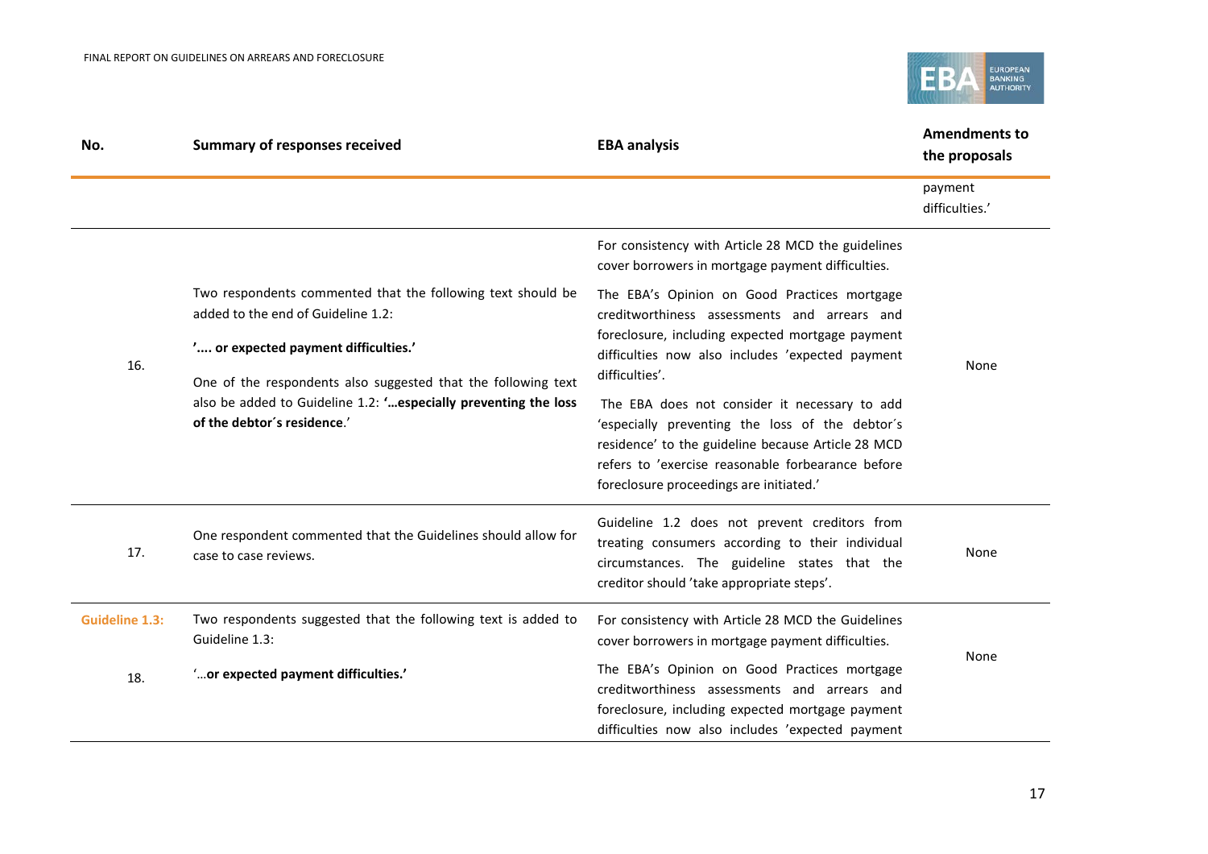| No. | Summary of responses received | EBA analysis | Amendments to the proposals |
|---|---|---|---|
| | | | payment difficulties.' |
| 16. | Two respondents commented that the following text should be added to the end of Guideline 1.2: **'.... or expected payment difficulties.'** One of the respondents also suggested that the following text also be added to Guideline 1.2: **'…especially preventing the loss of the debtor´s residence**.' | For consistency with Article 28 MCD the guidelines cover borrowers in mortgage payment difficulties. The EBA's Opinion on Good Practices mortgage creditworthiness assessments and arrears and foreclosure, including expected mortgage payment difficulties now also includes 'expected payment difficulties'. The EBA does not consider it necessary to add 'especially preventing the loss of the debtor´s residence' to the guideline because Article 28 MCD refers to 'exercise reasonable forbearance before foreclosure proceedings are initiated.' | None |
| 17. | One respondent commented that the Guidelines should allow for case to case reviews. | Guideline 1.2 does not prevent creditors from treating consumers according to their individual circumstances. The guideline states that the creditor should 'take appropriate steps'. | None |
| **Guideline 1.3:** 18. | Two respondents suggested that the following text is added to Guideline 1.3: '…**or expected payment difficulties.'** | For consistency with Article 28 MCD the Guidelines cover borrowers in mortgage payment difficulties. The EBA's Opinion on Good Practices mortgage creditworthiness assessments and arrears and foreclosure, including expected mortgage payment difficulties now also includes 'expected payment | None |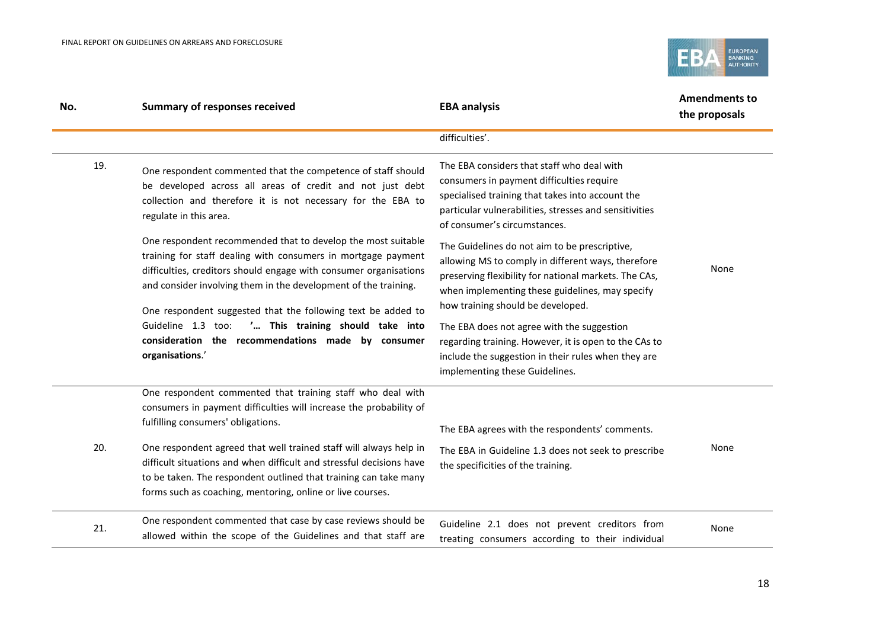| No. | Summary of responses received | EBA analysis | Amendments to the proposals |
|---|---|---|---|
| | | difficulties'. | |
| 19. | One respondent commented that the competence of staff should be developed across all areas of credit and not just debt collection and therefore it is not necessary for the EBA to regulate in this area.<br><br>One respondent recommended that to develop the most suitable training for staff dealing with consumers in mortgage payment difficulties, creditors should engage with consumer organisations and consider involving them in the development of the training.<br><br>One respondent suggested that the following text be added to Guideline 1.3 too: **'… This training should take into consideration the recommendations made by consumer organisations.'** | The EBA considers that staff who deal with consumers in payment difficulties require specialised training that takes into account the particular vulnerabilities, stresses and sensitivities of consumer's circumstances.<br><br>The Guidelines do not aim to be prescriptive, allowing MS to comply in different ways, therefore preserving flexibility for national markets. The CAs, when implementing these guidelines, may specify how training should be developed.<br><br>The EBA does not agree with the suggestion regarding training. However, it is open to the CAs to include the suggestion in their rules when they are implementing these Guidelines. | None |
| 20. | One respondent commented that training staff who deal with consumers in payment difficulties will increase the probability of fulfilling consumers' obligations.<br><br>One respondent agreed that well trained staff will always help in difficult situations and when difficult and stressful decisions have to be taken. The respondent outlined that training can take many forms such as coaching, mentoring, online or live courses. | The EBA agrees with the respondents' comments.<br><br>The EBA in Guideline 1.3 does not seek to prescribe the specificities of the training. | None |
| 21. | One respondent commented that case by case reviews should be allowed within the scope of the Guidelines and that staff are | Guideline 2.1 does not prevent creditors from treating consumers according to their individual | None |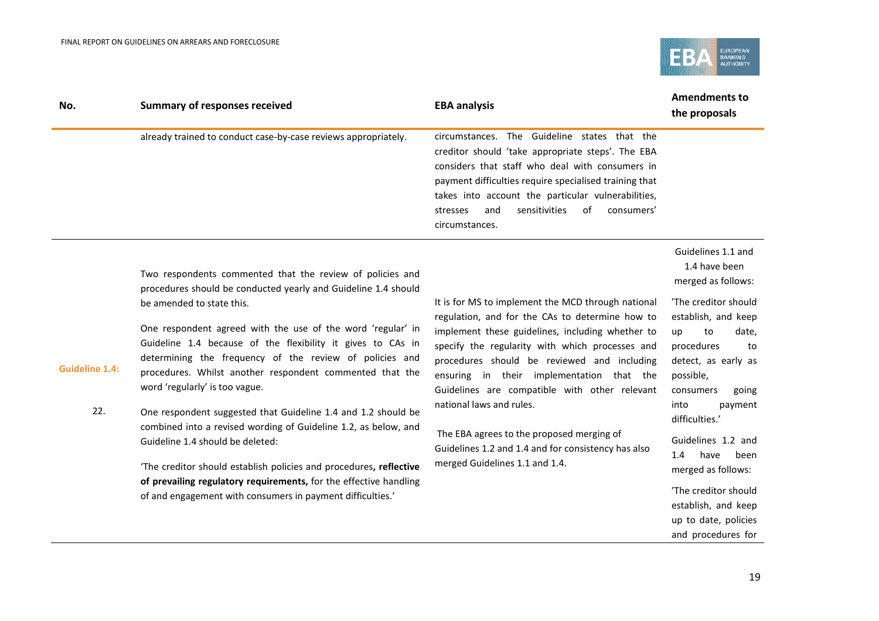| No. | Summary of responses received | EBA analysis | Amendments to the proposals |
|---|---|---|---|
| | already trained to conduct case-by-case reviews appropriately. | circumstances. The Guideline states that the creditor should 'take appropriate steps'. The EBA considers that staff who deal with consumers in payment difficulties require specialised training that takes into account the particular vulnerabilities, stresses and sensitivities of consumers' circumstances. | |
| **Guideline 1.4:** 22. | Two respondents commented that the review of policies and procedures should be conducted yearly and Guideline 1.4 should be amended to state this.<br><br>One respondent agreed with the use of the word 'regular' in Guideline 1.4 because of the flexibility it gives to CAs in determining the frequency of the review of policies and procedures. Whilst another respondent commented that the word 'regularly' is too vague.<br><br>One respondent suggested that Guideline 1.4 and 1.2 should be combined into a revised wording of Guideline 1.2, as below, and Guideline 1.4 should be deleted:<br><br>'The creditor should establish policies and procedures**, reflective of prevailing regulatory requirements,** for the effective handling of and engagement with consumers in payment difficulties.' | It is for MS to implement the MCD through national regulation, and for the CAs to determine how to implement these guidelines, including whether to specify the regularity with which processes and procedures should be reviewed and including ensuring in their implementation that the Guidelines are compatible with other relevant national laws and rules.<br><br>The EBA agrees to the proposed merging of Guidelines 1.2 and 1.4 and for consistency has also merged Guidelines 1.1 and 1.4. | Guidelines 1.1 and 1.4 have been merged as follows:<br><br>'The creditor should establish, and keep up to date, procedures to detect, as early as possible, consumers going into payment difficulties.'<br><br>Guidelines 1.2 and 1.4 have been merged as follows:<br><br>'The creditor should establish, and keep up to date, policies and procedures for |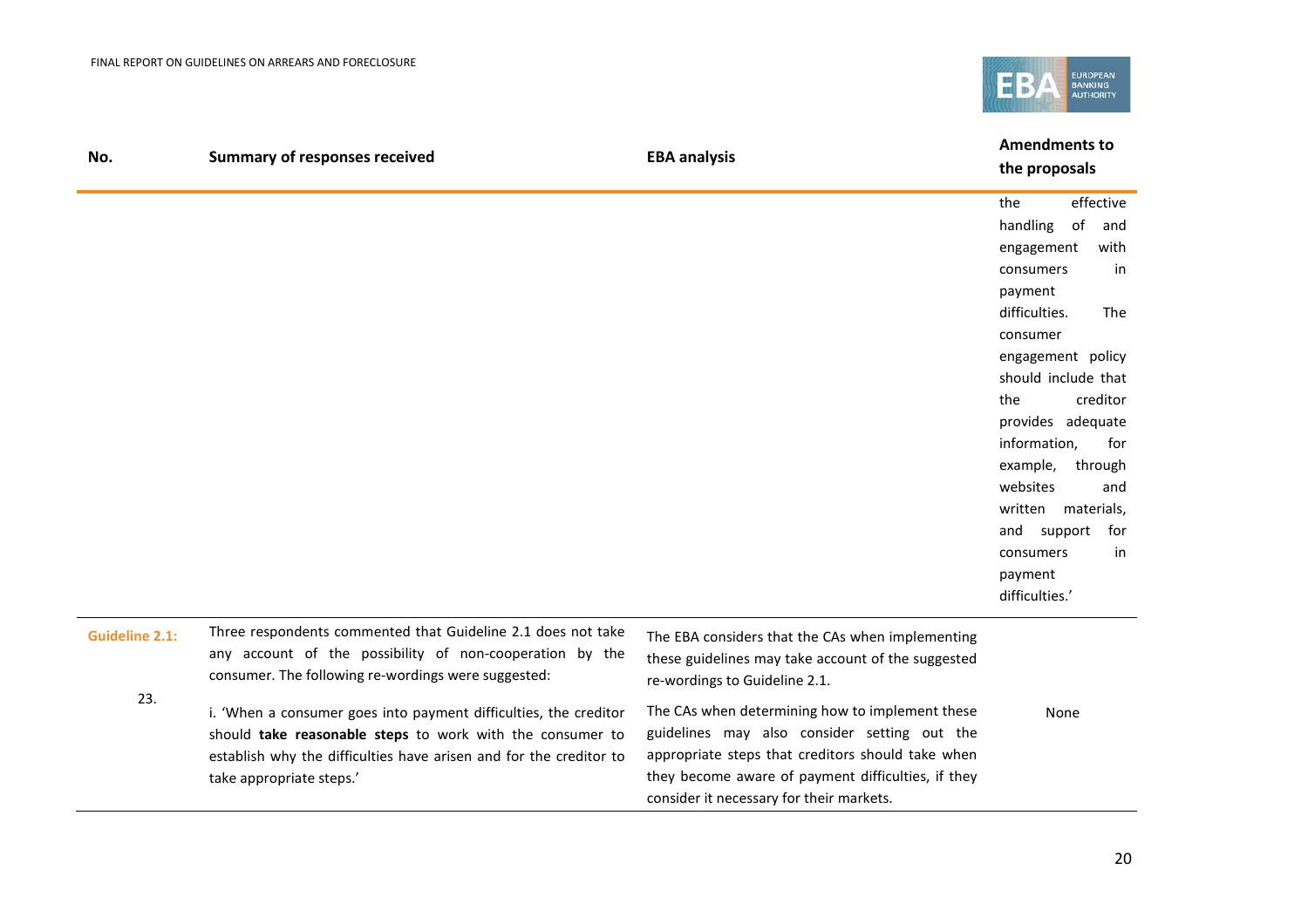| No. | Summary of responses received | EBA analysis | Amendments to the proposals |
|---|---|---|---|
| | | | the effective handling of and engagement with consumers in payment difficulties. The consumer engagement policy should include that the creditor provides adequate information, for example, through websites and written materials, and support for consumers in payment difficulties.' |
| **Guideline 2.1:** 23. | Three respondents commented that Guideline 2.1 does not take any account of the possibility of non-cooperation by the consumer. The following re-wordings were suggested: i. 'When a consumer goes into payment difficulties, the creditor should **take reasonable steps** to work with the consumer to establish why the difficulties have arisen and for the creditor to take appropriate steps.' | The EBA considers that the CAs when implementing these guidelines may take account of the suggested re-wordings to Guideline 2.1. The CAs when determining how to implement these guidelines may also consider setting out the appropriate steps that creditors should take when they become aware of payment difficulties, if they consider it necessary for their markets. | None |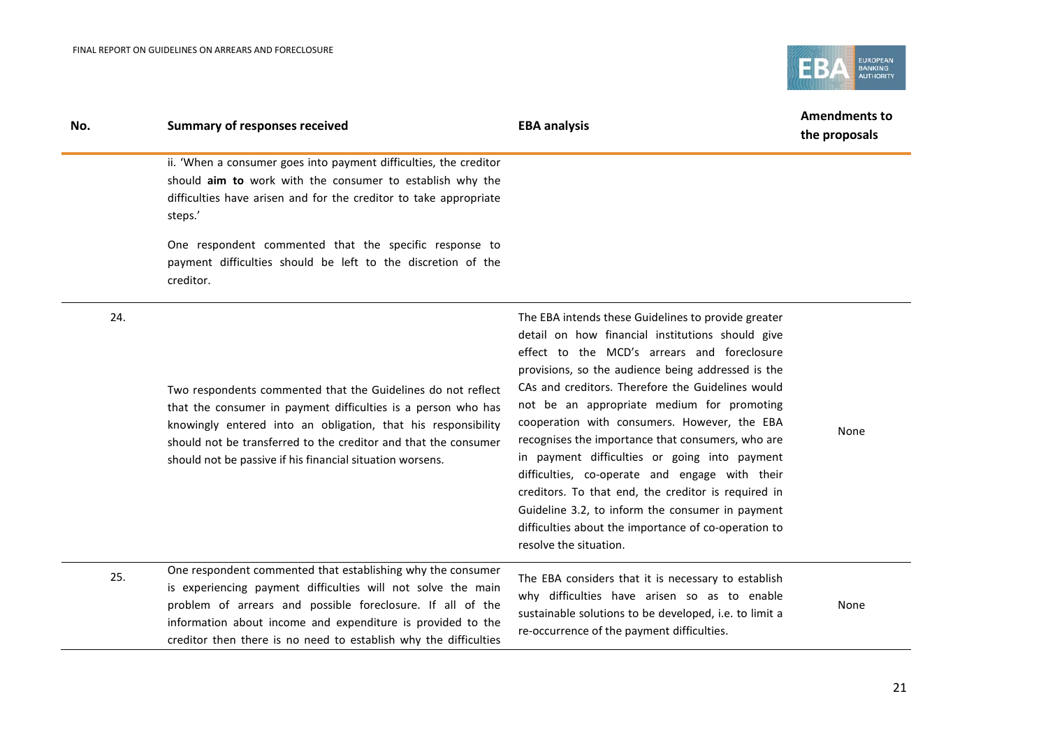| No. | Summary of responses received | EBA analysis | Amendments to the proposals |
|---|---|---|---|
| | ii. 'When a consumer goes into payment difficulties, the creditor should **aim to** work with the consumer to establish why the difficulties have arisen and for the creditor to take appropriate steps.'<br><br>One respondent commented that the specific response to payment difficulties should be left to the discretion of the creditor. | | |
| 24. | Two respondents commented that the Guidelines do not reflect that the consumer in payment difficulties is a person who has knowingly entered into an obligation, that his responsibility should not be transferred to the creditor and that the consumer should not be passive if his financial situation worsens. | The EBA intends these Guidelines to provide greater detail on how financial institutions should give effect to the MCD's arrears and foreclosure provisions, so the audience being addressed is the CAs and creditors. Therefore the Guidelines would not be an appropriate medium for promoting cooperation with consumers. However, the EBA recognises the importance that consumers, who are in payment difficulties or going into payment difficulties, co-operate and engage with their creditors. To that end, the creditor is required in Guideline 3.2, to inform the consumer in payment difficulties about the importance of co-operation to resolve the situation. | None |
| 25. | One respondent commented that establishing why the consumer is experiencing payment difficulties will not solve the main problem of arrears and possible foreclosure. If all of the information about income and expenditure is provided to the creditor then there is no need to establish why the difficulties | The EBA considers that it is necessary to establish why difficulties have arisen so as to enable sustainable solutions to be developed, i.e. to limit a re-occurrence of the payment difficulties. | None |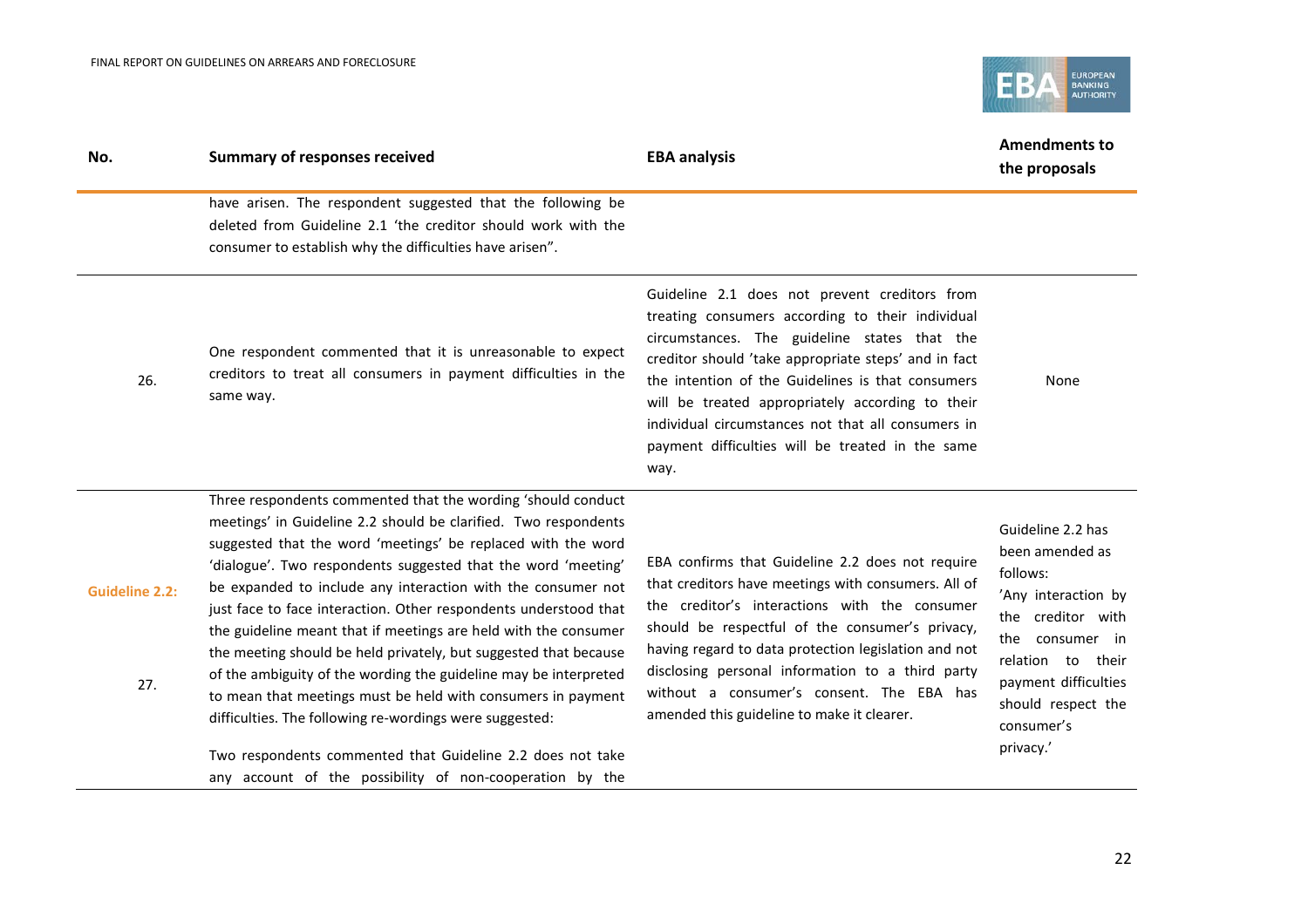| No. | Summary of responses received | EBA analysis | Amendments to the proposals |
|---|---|---|---|
| | have arisen. The respondent suggested that the following be deleted from Guideline 2.1 'the creditor should work with the consumer to establish why the difficulties have arisen". | | |
| 26. | One respondent commented that it is unreasonable to expect creditors to treat all consumers in payment difficulties in the same way. | Guideline 2.1 does not prevent creditors from treating consumers according to their individual circumstances. The guideline states that the creditor should 'take appropriate steps' and in fact the intention of the Guidelines is that consumers will be treated appropriately according to their individual circumstances not that all consumers in payment difficulties will be treated in the same way. | None |
| **Guideline 2.2:** 27. | Three respondents commented that the wording 'should conduct meetings' in Guideline 2.2 should be clarified. Two respondents suggested that the word 'meetings' be replaced with the word 'dialogue'. Two respondents suggested that the word 'meeting' be expanded to include any interaction with the consumer not just face to face interaction. Other respondents understood that the guideline meant that if meetings are held with the consumer the meeting should be held privately, but suggested that because of the ambiguity of the wording the guideline may be interpreted to mean that meetings must be held with consumers in payment difficulties. The following re-wordings were suggested:<br><br>Two respondents commented that Guideline 2.2 does not take any account of the possibility of non-cooperation by the | EBA confirms that Guideline 2.2 does not require that creditors have meetings with consumers. All of the creditor's interactions with the consumer should be respectful of the consumer's privacy, having regard to data protection legislation and not disclosing personal information to a third party without a consumer's consent. The EBA has amended this guideline to make it clearer. | Guideline 2.2 has been amended as follows:<br>'Any interaction by the creditor with the consumer in relation to their payment difficulties should respect the consumer's privacy.' |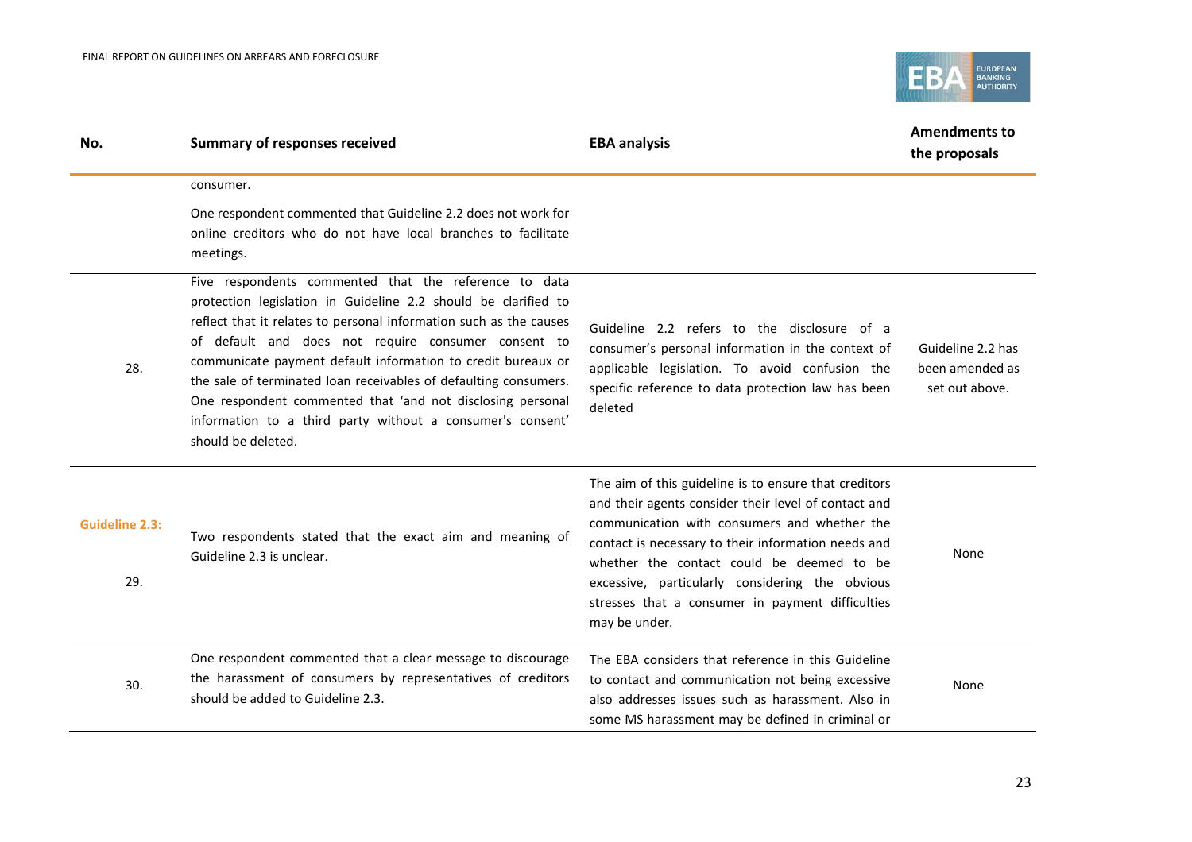| No. | Summary of responses received | EBA analysis | Amendments to the proposals |
|---|---|---|---|
| | consumer.<br><br>One respondent commented that Guideline 2.2 does not work for online creditors who do not have local branches to facilitate meetings. | | |
| 28. | Five respondents commented that the reference to data protection legislation in Guideline 2.2 should be clarified to reflect that it relates to personal information such as the causes of default and does not require consumer consent to communicate payment default information to credit bureaux or the sale of terminated loan receivables of defaulting consumers. One respondent commented that 'and not disclosing personal information to a third party without a consumer's consent' should be deleted. | Guideline 2.2 refers to the disclosure of a consumer's personal information in the context of applicable legislation. To avoid confusion the specific reference to data protection law has been deleted | Guideline 2.2 has been amended as set out above. |
| **Guideline 2.3:**<br><br>29. | Two respondents stated that the exact aim and meaning of Guideline 2.3 is unclear. | The aim of this guideline is to ensure that creditors and their agents consider their level of contact and communication with consumers and whether the contact is necessary to their information needs and whether the contact could be deemed to be excessive, particularly considering the obvious stresses that a consumer in payment difficulties may be under. | None |
| 30. | One respondent commented that a clear message to discourage the harassment of consumers by representatives of creditors should be added to Guideline 2.3. | The EBA considers that reference in this Guideline to contact and communication not being excessive also addresses issues such as harassment. Also in some MS harassment may be defined in criminal or | None |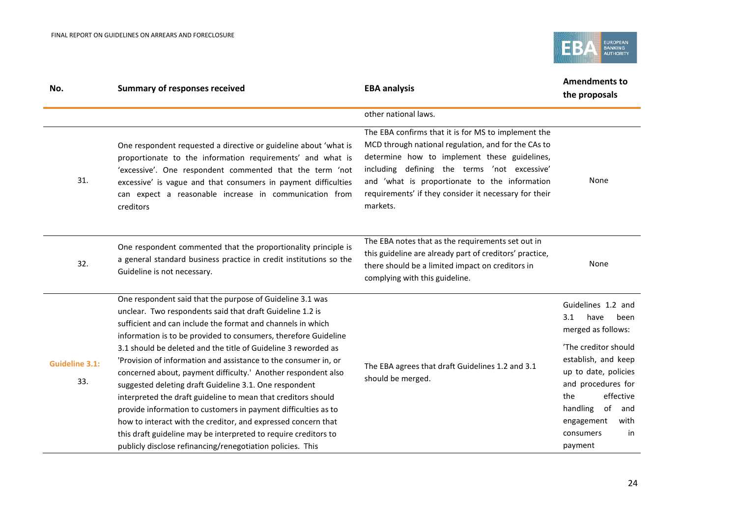| No. | Summary of responses received | EBA analysis | Amendments to the proposals |
|---|---|---|---|
| | | other national laws. | |
| 31. | One respondent requested a directive or guideline about 'what is proportionate to the information requirements' and what is 'excessive'. One respondent commented that the term 'not excessive' is vague and that consumers in payment difficulties can expect a reasonable increase in communication from creditors | The EBA confirms that it is for MS to implement the MCD through national regulation, and for the CAs to determine how to implement these guidelines, including defining the terms 'not excessive' and 'what is proportionate to the information requirements' if they consider it necessary for their markets. | None |
| 32. | One respondent commented that the proportionality principle is a general standard business practice in credit institutions so the Guideline is not necessary. | The EBA notes that as the requirements set out in this guideline are already part of creditors' practice, there should be a limited impact on creditors in complying with this guideline. | None |
| **Guideline 3.1:** 33. | One respondent said that the purpose of Guideline 3.1 was unclear. Two respondents said that draft Guideline 1.2 is sufficient and can include the format and channels in which information is to be provided to consumers, therefore Guideline 3.1 should be deleted and the title of Guideline 3 reworded as 'Provision of information and assistance to the consumer in, or concerned about, payment difficulty.' Another respondent also suggested deleting draft Guideline 3.1. One respondent interpreted the draft guideline to mean that creditors should provide information to customers in payment difficulties as to how to interact with the creditor, and expressed concern that this draft guideline may be interpreted to require creditors to publicly disclose refinancing/renegotiation policies. This | The EBA agrees that draft Guidelines 1.2 and 3.1 should be merged. | Guidelines 1.2 and 3.1 have been merged as follows: 'The creditor should establish, and keep up to date, policies and procedures for the effective handling of and engagement with consumers in payment |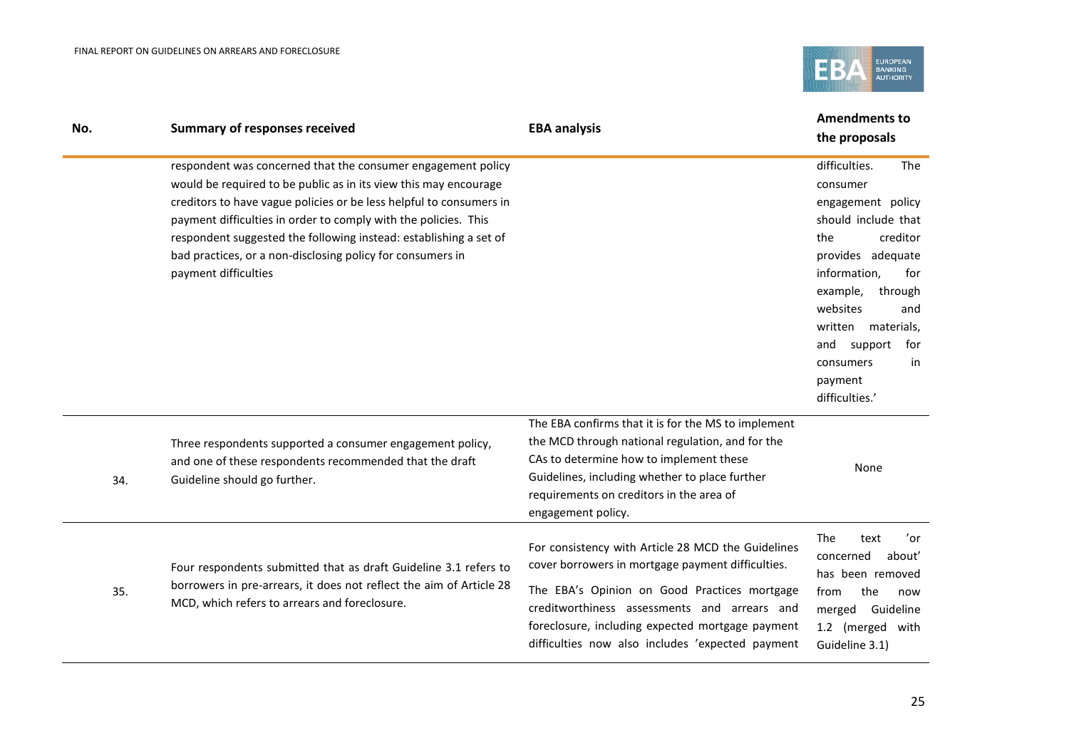| No. | Summary of responses received | EBA analysis | Amendments to the proposals |
|---|---|---|---|
| | respondent was concerned that the consumer engagement policy would be required to be public as in its view this may encourage creditors to have vague policies or be less helpful to consumers in payment difficulties in order to comply with the policies. This respondent suggested the following instead: establishing a set of bad practices, or a non-disclosing policy for consumers in payment difficulties | | difficulties. The consumer engagement policy should include that the creditor provides adequate information, for example, through websites and written materials, and support for consumers in payment difficulties.' |
| 34. | Three respondents supported a consumer engagement policy, and one of these respondents recommended that the draft Guideline should go further. | The EBA confirms that it is for the MS to implement the MCD through national regulation, and for the CAs to determine how to implement these Guidelines, including whether to place further requirements on creditors in the area of engagement policy. | None |
| 35. | Four respondents submitted that as draft Guideline 3.1 refers to borrowers in pre-arrears, it does not reflect the aim of Article 28 MCD, which refers to arrears and foreclosure. | For consistency with Article 28 MCD the Guidelines cover borrowers in mortgage payment difficulties.<br><br>The EBA's Opinion on Good Practices mortgage creditworthiness assessments and arrears and foreclosure, including expected mortgage payment difficulties now also includes 'expected payment | The text 'or concerned about' has been removed from the now merged Guideline 1.2 (merged with Guideline 3.1) |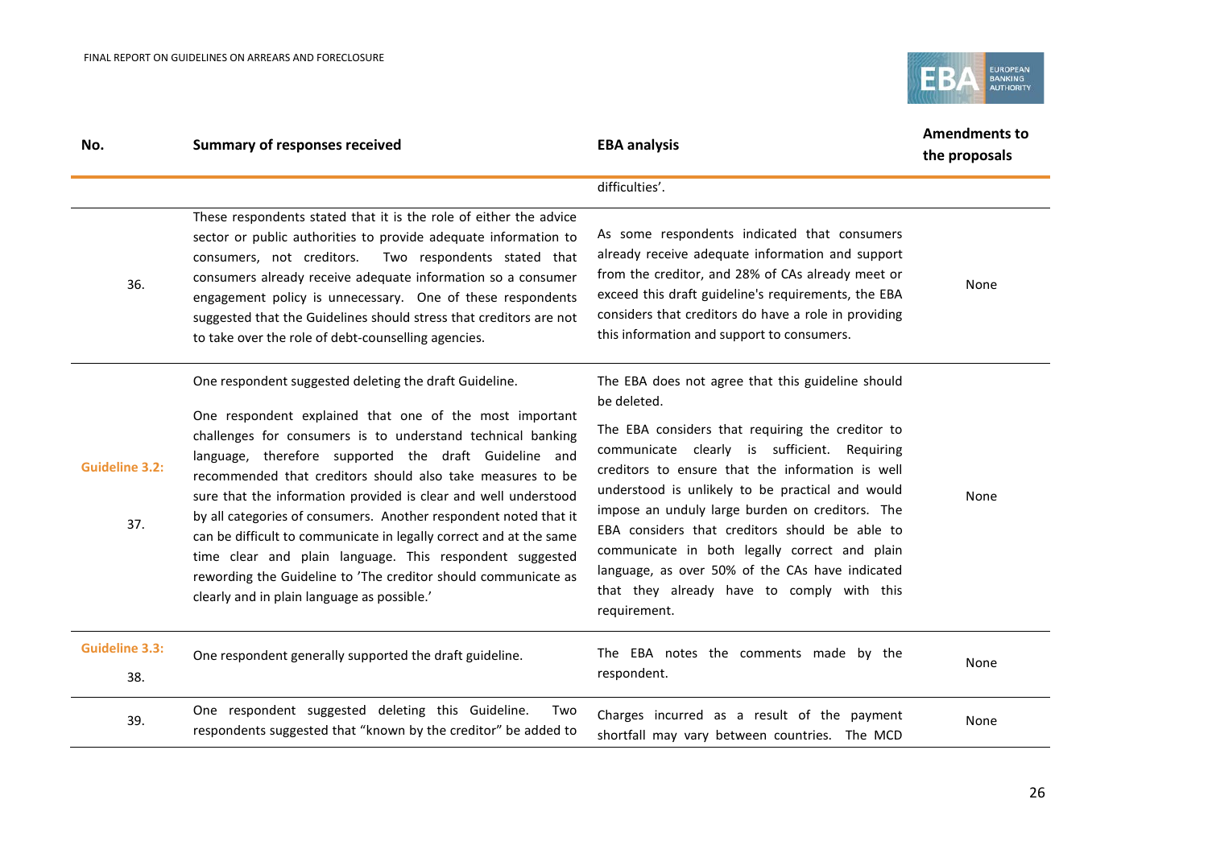| No. | Summary of responses received | EBA analysis | Amendments to the proposals |
|---|---|---|---|
| | | difficulties'. | |
| 36. | These respondents stated that it is the role of either the advice sector or public authorities to provide adequate information to consumers, not creditors. Two respondents stated that consumers already receive adequate information so a consumer engagement policy is unnecessary. One of these respondents suggested that the Guidelines should stress that creditors are not to take over the role of debt-counselling agencies. | As some respondents indicated that consumers already receive adequate information and support from the creditor, and 28% of CAs already meet or exceed this draft guideline's requirements, the EBA considers that creditors do have a role in providing this information and support to consumers. | None |
| **Guideline 3.2:** 37. | One respondent suggested deleting the draft Guideline. One respondent explained that one of the most important challenges for consumers is to understand technical banking language, therefore supported the draft Guideline and recommended that creditors should also take measures to be sure that the information provided is clear and well understood by all categories of consumers. Another respondent noted that it can be difficult to communicate in legally correct and at the same time clear and plain language. This respondent suggested rewording the Guideline to 'The creditor should communicate as clearly and in plain language as possible.' | The EBA does not agree that this guideline should be deleted. The EBA considers that requiring the creditor to communicate clearly is sufficient. Requiring creditors to ensure that the information is well understood is unlikely to be practical and would impose an unduly large burden on creditors. The EBA considers that creditors should be able to communicate in both legally correct and plain language, as over 50% of the CAs have indicated that they already have to comply with this requirement. | None |
| **Guideline 3.3:** 38. | One respondent generally supported the draft guideline. | The EBA notes the comments made by the respondent. | None |
| 39. | One respondent suggested deleting this Guideline. Two respondents suggested that "known by the creditor" be added to | Charges incurred as a result of the payment shortfall may vary between countries. The MCD | None |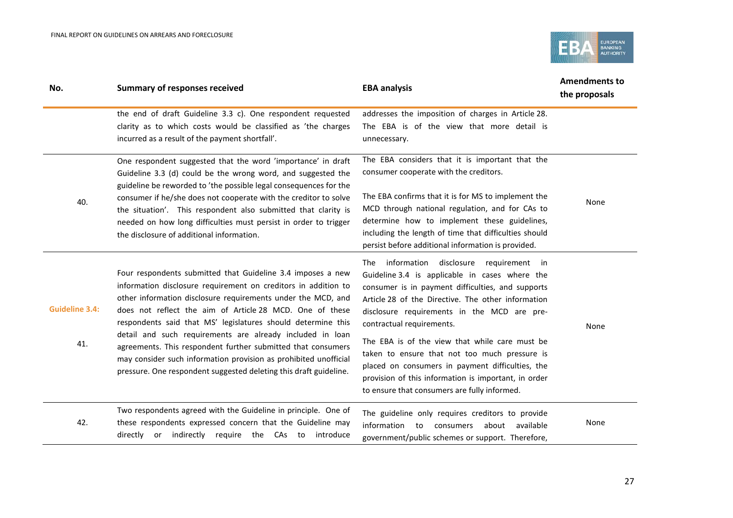| No. | Summary of responses received | EBA analysis | Amendments to the proposals |
|---|---|---|---|
| | the end of draft Guideline 3.3 c). One respondent requested clarity as to which costs would be classified as 'the charges incurred as a result of the payment shortfall'. | addresses the imposition of charges in Article 28. The EBA is of the view that more detail is unnecessary. | |
| 40. | One respondent suggested that the word 'importance' in draft Guideline 3.3 (d) could be the wrong word, and suggested the guideline be reworded to 'the possible legal consequences for the consumer if he/she does not cooperate with the creditor to solve the situation'. This respondent also submitted that clarity is needed on how long difficulties must persist in order to trigger the disclosure of additional information. | The EBA considers that it is important that the consumer cooperate with the creditors.<br><br>The EBA confirms that it is for MS to implement the MCD through national regulation, and for CAs to determine how to implement these guidelines, including the length of time that difficulties should persist before additional information is provided. | None |
| **Guideline 3.4:**<br><br>41. | Four respondents submitted that Guideline 3.4 imposes a new information disclosure requirement on creditors in addition to other information disclosure requirements under the MCD, and does not reflect the aim of Article 28 MCD. One of these respondents said that MS' legislatures should determine this detail and such requirements are already included in loan agreements. This respondent further submitted that consumers may consider such information provision as prohibited unofficial pressure. One respondent suggested deleting this draft guideline. | The information disclosure requirement in Guideline 3.4 is applicable in cases where the consumer is in payment difficulties, and supports Article 28 of the Directive. The other information disclosure requirements in the MCD are pre-contractual requirements.<br><br>The EBA is of the view that while care must be taken to ensure that not too much pressure is placed on consumers in payment difficulties, the provision of this information is important, in order to ensure that consumers are fully informed. | None |
| 42. | Two respondents agreed with the Guideline in principle. One of these respondents expressed concern that the Guideline may directly or indirectly require the CAs to introduce | The guideline only requires creditors to provide information to consumers about available government/public schemes or support. Therefore, | None |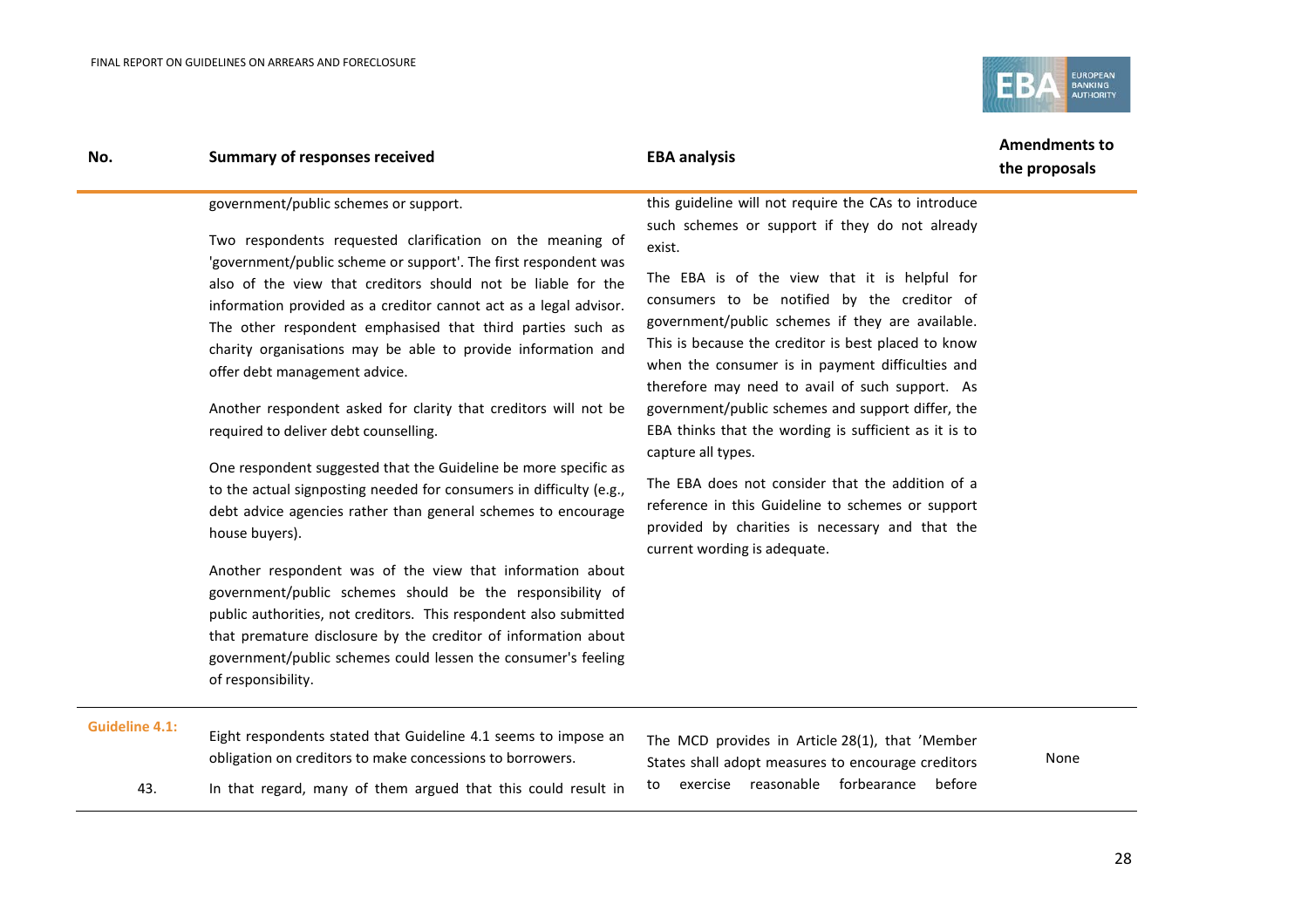| No. | Summary of responses received | EBA analysis | Amendments to the proposals |
|---|---|---|---|
| | government/public schemes or support.<br><br>Two respondents requested clarification on the meaning of 'government/public scheme or support'. The first respondent was also of the view that creditors should not be liable for the information provided as a creditor cannot act as a legal advisor. The other respondent emphasised that third parties such as charity organisations may be able to provide information and offer debt management advice.<br><br>Another respondent asked for clarity that creditors will not be required to deliver debt counselling.<br><br>One respondent suggested that the Guideline be more specific as to the actual signposting needed for consumers in difficulty (e.g., debt advice agencies rather than general schemes to encourage house buyers).<br><br>Another respondent was of the view that information about government/public schemes should be the responsibility of public authorities, not creditors. This respondent also submitted that premature disclosure by the creditor of information about government/public schemes could lessen the consumer's feeling of responsibility. | this guideline will not require the CAs to introduce such schemes or support if they do not already exist.<br><br>The EBA is of the view that it is helpful for consumers to be notified by the creditor of government/public schemes if they are available. This is because the creditor is best placed to know when the consumer is in payment difficulties and therefore may need to avail of such support. As government/public schemes and support differ, the EBA thinks that the wording is sufficient as it is to capture all types.<br><br>The EBA does not consider that the addition of a reference in this Guideline to schemes or support provided by charities is necessary and that the current wording is adequate. | |
| **Guideline 4.1:**<br><br>43. | Eight respondents stated that Guideline 4.1 seems to impose an obligation on creditors to make concessions to borrowers.<br><br>In that regard, many of them argued that this could result in | The MCD provides in Article 28(1), that 'Member States shall adopt measures to encourage creditors to exercise reasonable forbearance before | None |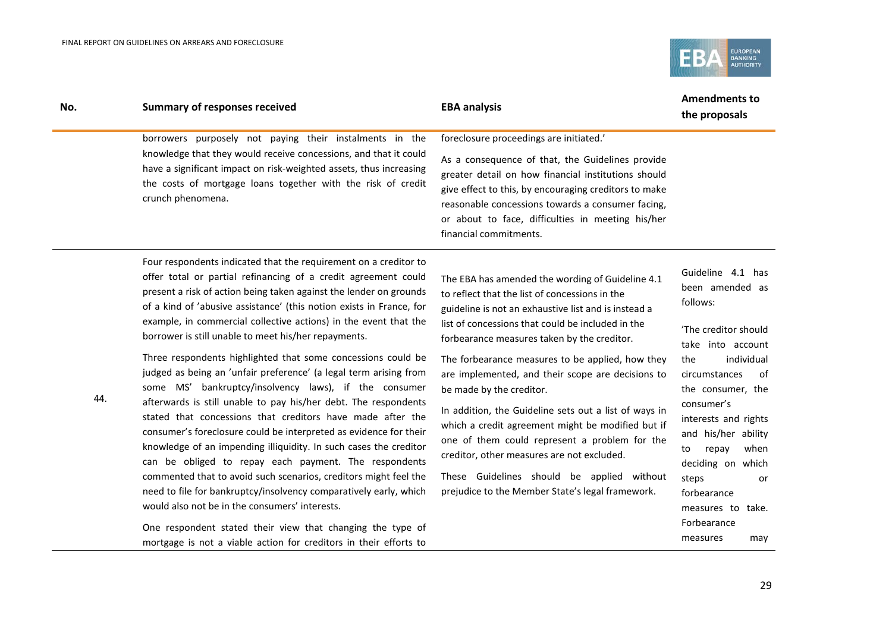| No. | Summary of responses received | EBA analysis | Amendments to the proposals |
|---|---|---|---|
| | borrowers purposely not paying their instalments in the knowledge that they would receive concessions, and that it could have a significant impact on risk-weighted assets, thus increasing the costs of mortgage loans together with the risk of credit crunch phenomena. | foreclosure proceedings are initiated.'<br><br>As a consequence of that, the Guidelines provide greater detail on how financial institutions should give effect to this, by encouraging creditors to make reasonable concessions towards a consumer facing, or about to face, difficulties in meeting his/her financial commitments. | |
| 44. | Four respondents indicated that the requirement on a creditor to offer total or partial refinancing of a credit agreement could present a risk of action being taken against the lender on grounds of a kind of 'abusive assistance' (this notion exists in France, for example, in commercial collective actions) in the event that the borrower is still unable to meet his/her repayments.<br><br>Three respondents highlighted that some concessions could be judged as being an 'unfair preference' (a legal term arising from some MS' bankruptcy/insolvency laws), if the consumer afterwards is still unable to pay his/her debt. The respondents stated that concessions that creditors have made after the consumer's foreclosure could be interpreted as evidence for their knowledge of an impending illiquidity. In such cases the creditor can be obliged to repay each payment. The respondents commented that to avoid such scenarios, creditors might feel the need to file for bankruptcy/insolvency comparatively early, which would also not be in the consumers' interests.<br><br>One respondent stated their view that changing the type of mortgage is not a viable action for creditors in their efforts to | The EBA has amended the wording of Guideline 4.1 to reflect that the list of concessions in the guideline is not an exhaustive list and is instead a list of concessions that could be included in the forbearance measures taken by the creditor.<br><br>The forbearance measures to be applied, how they are implemented, and their scope are decisions to be made by the creditor.<br><br>In addition, the Guideline sets out a list of ways in which a credit agreement might be modified but if one of them could represent a problem for the creditor, other measures are not excluded.<br><br>These Guidelines should be applied without prejudice to the Member State's legal framework. | Guideline 4.1 has been amended as follows:<br><br>'The creditor should take into account the individual circumstances of the consumer, the consumer's interests and rights and his/her ability to repay when deciding on which steps or forbearance measures to take. Forbearance measures may |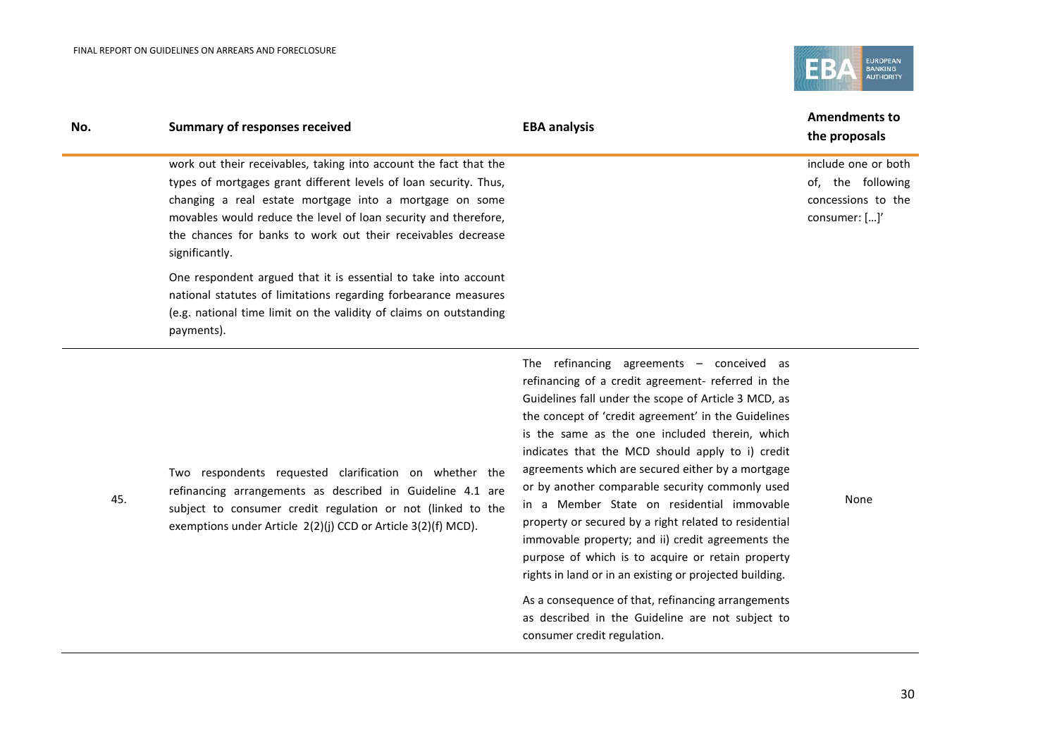| No. | Summary of responses received | EBA analysis | Amendments to the proposals |
|---|---|---|---|
| | work out their receivables, taking into account the fact that the types of mortgages grant different levels of loan security. Thus, changing a real estate mortgage into a mortgage on some movables would reduce the level of loan security and therefore, the chances for banks to work out their receivables decrease significantly.<br><br>One respondent argued that it is essential to take into account national statutes of limitations regarding forbearance measures (e.g. national time limit on the validity of claims on outstanding payments). | | include one or both of, the following concessions to the consumer: […]' |
| 45. | Two respondents requested clarification on whether the refinancing arrangements as described in Guideline 4.1 are subject to consumer credit regulation or not (linked to the exemptions under Article 2(2)(j) CCD or Article 3(2)(f) MCD). | The refinancing agreements – conceived as refinancing of a credit agreement- referred in the Guidelines fall under the scope of Article 3 MCD, as the concept of 'credit agreement' in the Guidelines is the same as the one included therein, which indicates that the MCD should apply to i) credit agreements which are secured either by a mortgage or by another comparable security commonly used in a Member State on residential immovable property or secured by a right related to residential immovable property; and ii) credit agreements the purpose of which is to acquire or retain property rights in land or in an existing or projected building.<br><br>As a consequence of that, refinancing arrangements as described in the Guideline are not subject to consumer credit regulation. | None |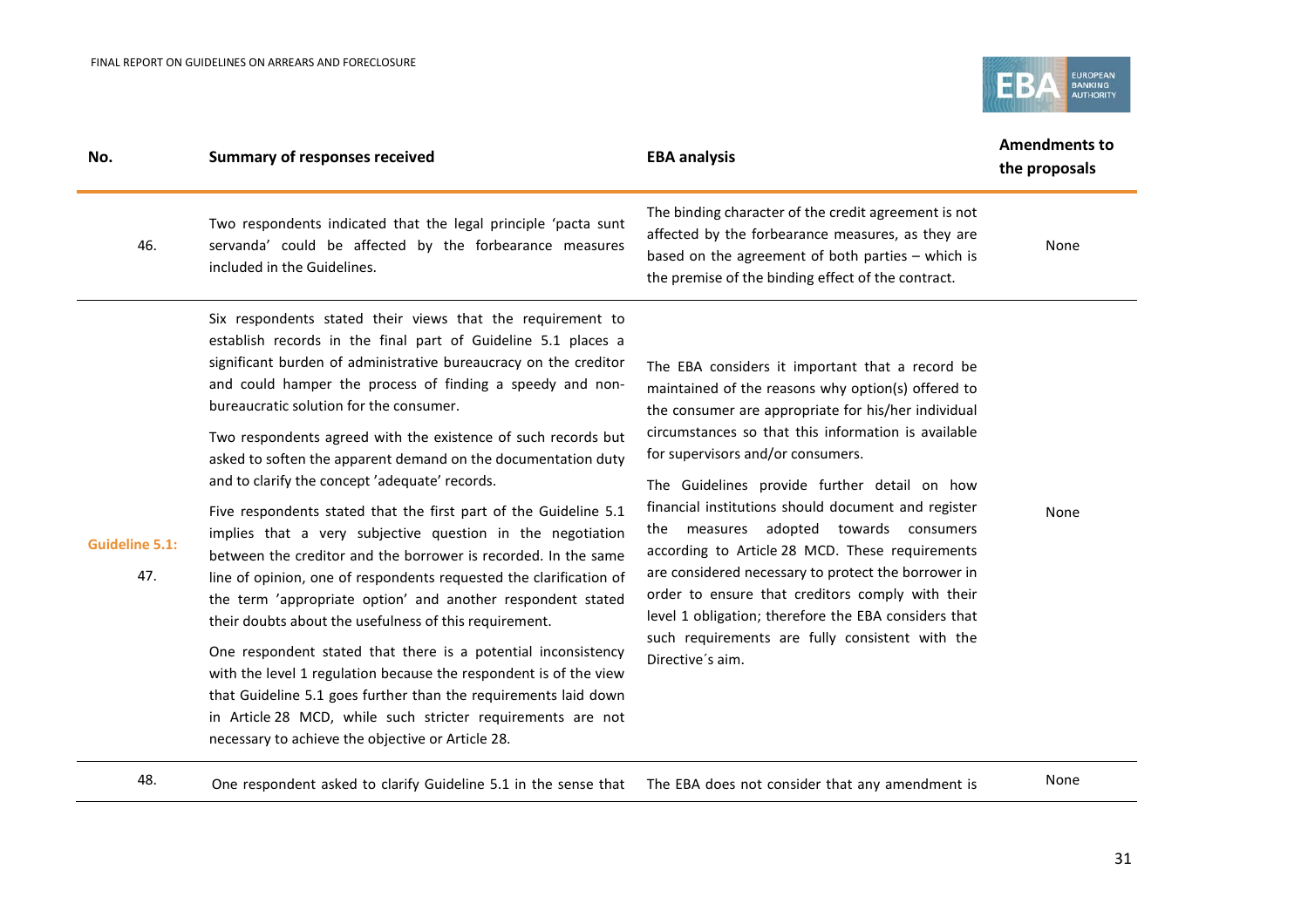| No. | Summary of responses received | EBA analysis | Amendments to the proposals |
|---|---|---|---|
| 46. | Two respondents indicated that the legal principle 'pacta sunt servanda' could be affected by the forbearance measures included in the Guidelines. | The binding character of the credit agreement is not affected by the forbearance measures, as they are based on the agreement of both parties – which is the premise of the binding effect of the contract. | None |
| **Guideline 5.1:** 47. | Six respondents stated their views that the requirement to establish records in the final part of Guideline 5.1 places a significant burden of administrative bureaucracy on the creditor and could hamper the process of finding a speedy and non-bureaucratic solution for the consumer.<br><br>Two respondents agreed with the existence of such records but asked to soften the apparent demand on the documentation duty and to clarify the concept 'adequate' records.<br><br>Five respondents stated that the first part of the Guideline 5.1 implies that a very subjective question in the negotiation between the creditor and the borrower is recorded. In the same line of opinion, one of respondents requested the clarification of the term 'appropriate option' and another respondent stated their doubts about the usefulness of this requirement.<br><br>One respondent stated that there is a potential inconsistency with the level 1 regulation because the respondent is of the view that Guideline 5.1 goes further than the requirements laid down in Article 28 MCD, while such stricter requirements are not necessary to achieve the objective or Article 28. | The EBA considers it important that a record be maintained of the reasons why option(s) offered to the consumer are appropriate for his/her individual circumstances so that this information is available for supervisors and/or consumers.<br><br>The Guidelines provide further detail on how financial institutions should document and register the measures adopted towards consumers according to Article 28 MCD. These requirements are considered necessary to protect the borrower in order to ensure that creditors comply with their level 1 obligation; therefore the EBA considers that such requirements are fully consistent with the Directive´s aim. | None |
| 48. | One respondent asked to clarify Guideline 5.1 in the sense that | The EBA does not consider that any amendment is | None |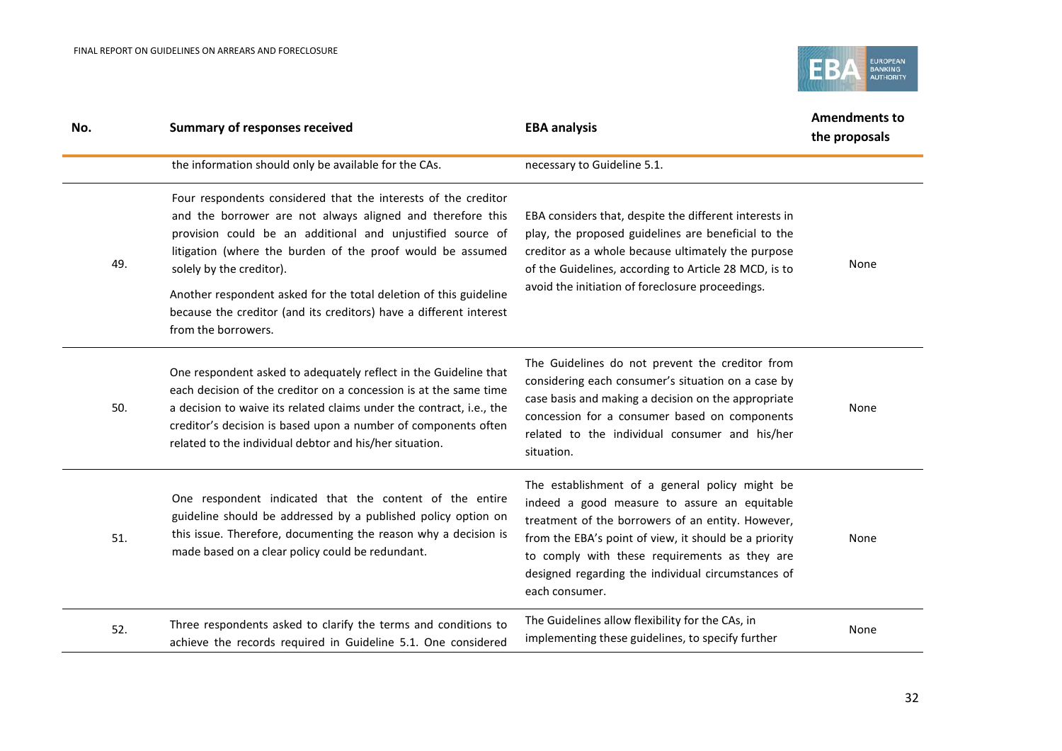| No. | Summary of responses received | EBA analysis | Amendments to the proposals |
|---|---|---|---|
| | the information should only be available for the CAs. | necessary to Guideline 5.1. | |
| 49. | Four respondents considered that the interests of the creditor and the borrower are not always aligned and therefore this provision could be an additional and unjustified source of litigation (where the burden of the proof would be assumed solely by the creditor).<br><br>Another respondent asked for the total deletion of this guideline because the creditor (and its creditors) have a different interest from the borrowers. | EBA considers that, despite the different interests in play, the proposed guidelines are beneficial to the creditor as a whole because ultimately the purpose of the Guidelines, according to Article 28 MCD, is to avoid the initiation of foreclosure proceedings. | None |
| 50. | One respondent asked to adequately reflect in the Guideline that each decision of the creditor on a concession is at the same time a decision to waive its related claims under the contract, i.e., the creditor's decision is based upon a number of components often related to the individual debtor and his/her situation. | The Guidelines do not prevent the creditor from considering each consumer's situation on a case by case basis and making a decision on the appropriate concession for a consumer based on components related to the individual consumer and his/her situation. | None |
| 51. | One respondent indicated that the content of the entire guideline should be addressed by a published policy option on this issue. Therefore, documenting the reason why a decision is made based on a clear policy could be redundant. | The establishment of a general policy might be indeed a good measure to assure an equitable treatment of the borrowers of an entity. However, from the EBA's point of view, it should be a priority to comply with these requirements as they are designed regarding the individual circumstances of each consumer. | None |
| 52. | Three respondents asked to clarify the terms and conditions to achieve the records required in Guideline 5.1. One considered | The Guidelines allow flexibility for the CAs, in implementing these guidelines, to specify further | None |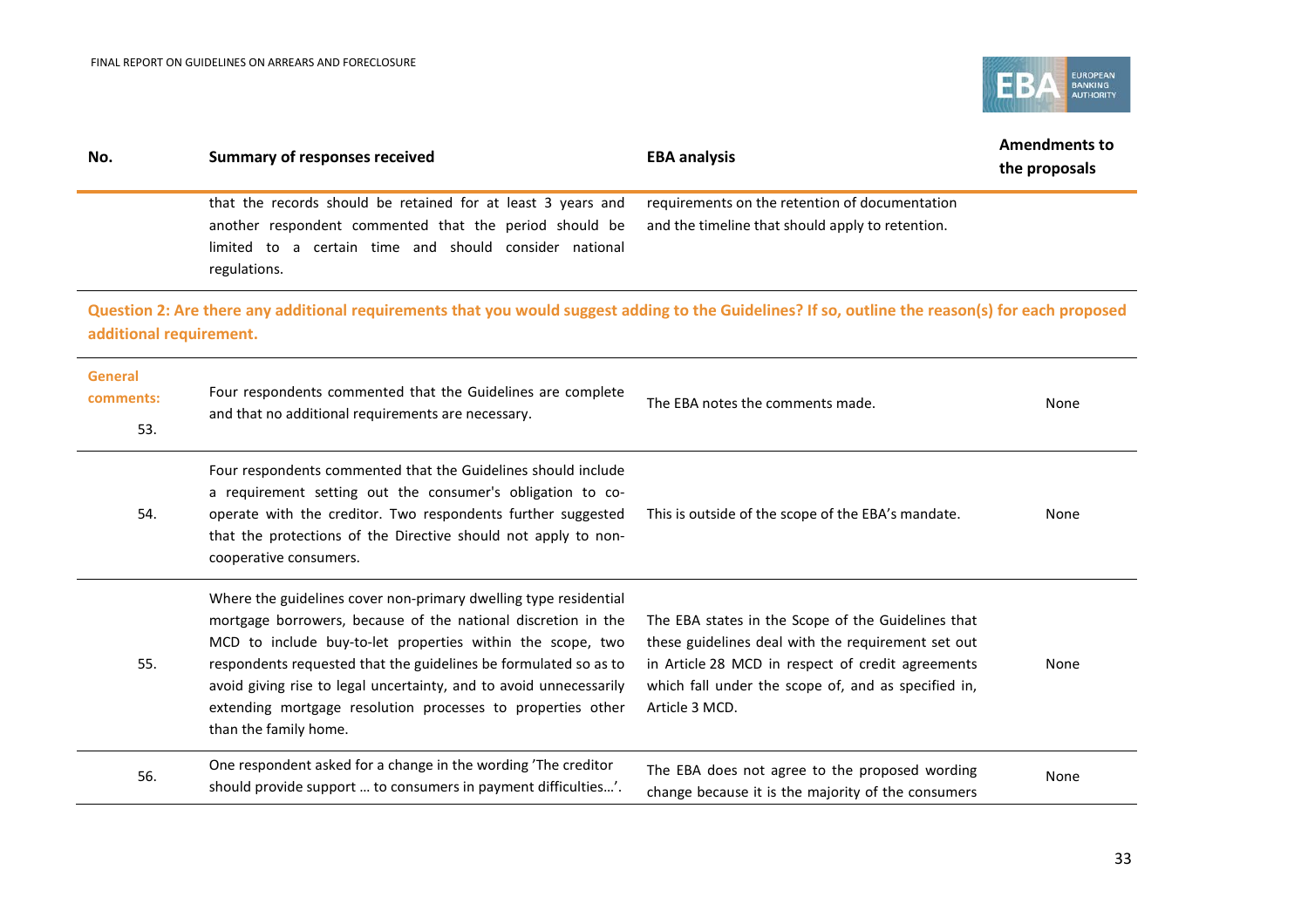| No. | Summary of responses received | EBA analysis | Amendments to the proposals |
|---|---|---|---|
| | that the records should be retained for at least 3 years and another respondent commented that the period should be limited to a certain time and should consider national regulations. | requirements on the retention of documentation and the timeline that should apply to retention. | |

**Question 2: Are there any additional requirements that you would suggest adding to the Guidelines? If so, outline the reason(s) for each proposed additional requirement.**

| No. | Summary of responses received | EBA analysis | Amendments to the proposals |
|---|---|---|---|
| **General comments:** 53. | Four respondents commented that the Guidelines are complete and that no additional requirements are necessary. | The EBA notes the comments made. | None |
| 54. | Four respondents commented that the Guidelines should include a requirement setting out the consumer's obligation to co-operate with the creditor. Two respondents further suggested that the protections of the Directive should not apply to non-cooperative consumers. | This is outside of the scope of the EBA's mandate. | None |
| 55. | Where the guidelines cover non-primary dwelling type residential mortgage borrowers, because of the national discretion in the MCD to include buy-to-let properties within the scope, two respondents requested that the guidelines be formulated so as to avoid giving rise to legal uncertainty, and to avoid unnecessarily extending mortgage resolution processes to properties other than the family home. | The EBA states in the Scope of the Guidelines that these guidelines deal with the requirement set out in Article 28 MCD in respect of credit agreements which fall under the scope of, and as specified in, Article 3 MCD. | None |
| 56. | One respondent asked for a change in the wording 'The creditor should provide support … to consumers in payment difficulties…'. | The EBA does not agree to the proposed wording change because it is the majority of the consumers | None |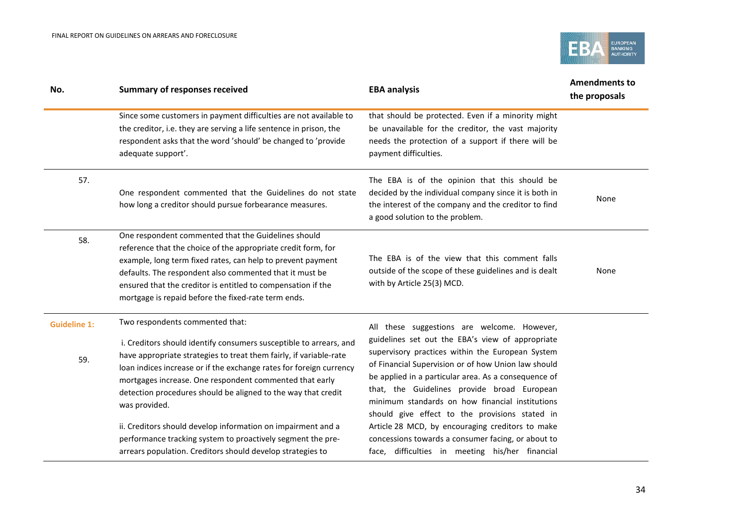| No. | Summary of responses received | EBA analysis | Amendments to the proposals |
|---|---|---|---|
| | Since some customers in payment difficulties are not available to the creditor, i.e. they are serving a life sentence in prison, the respondent asks that the word 'should' be changed to 'provide adequate support'. | that should be protected. Even if a minority might be unavailable for the creditor, the vast majority needs the protection of a support if there will be payment difficulties. | |
| 57. | One respondent commented that the Guidelines do not state how long a creditor should pursue forbearance measures. | The EBA is of the opinion that this should be decided by the individual company since it is both in the interest of the company and the creditor to find a good solution to the problem. | None |
| 58. | One respondent commented that the Guidelines should reference that the choice of the appropriate credit form, for example, long term fixed rates, can help to prevent payment defaults. The respondent also commented that it must be ensured that the creditor is entitled to compensation if the mortgage is repaid before the fixed-rate term ends. | The EBA is of the view that this comment falls outside of the scope of these guidelines and is dealt with by Article 25(3) MCD. | None |
| **Guideline 1:** 59. | Two respondents commented that:<br><br>i. Creditors should identify consumers susceptible to arrears, and have appropriate strategies to treat them fairly, if variable-rate loan indices increase or if the exchange rates for foreign currency mortgages increase. One respondent commented that early detection procedures should be aligned to the way that credit was provided.<br><br>ii. Creditors should develop information on impairment and a performance tracking system to proactively segment the pre-arrears population. Creditors should develop strategies to | All these suggestions are welcome. However, guidelines set out the EBA's view of appropriate supervisory practices within the European System of Financial Supervision or of how Union law should be applied in a particular area. As a consequence of that, the Guidelines provide broad European minimum standards on how financial institutions should give effect to the provisions stated in Article 28 MCD, by encouraging creditors to make concessions towards a consumer facing, or about to face, difficulties in meeting his/her financial | |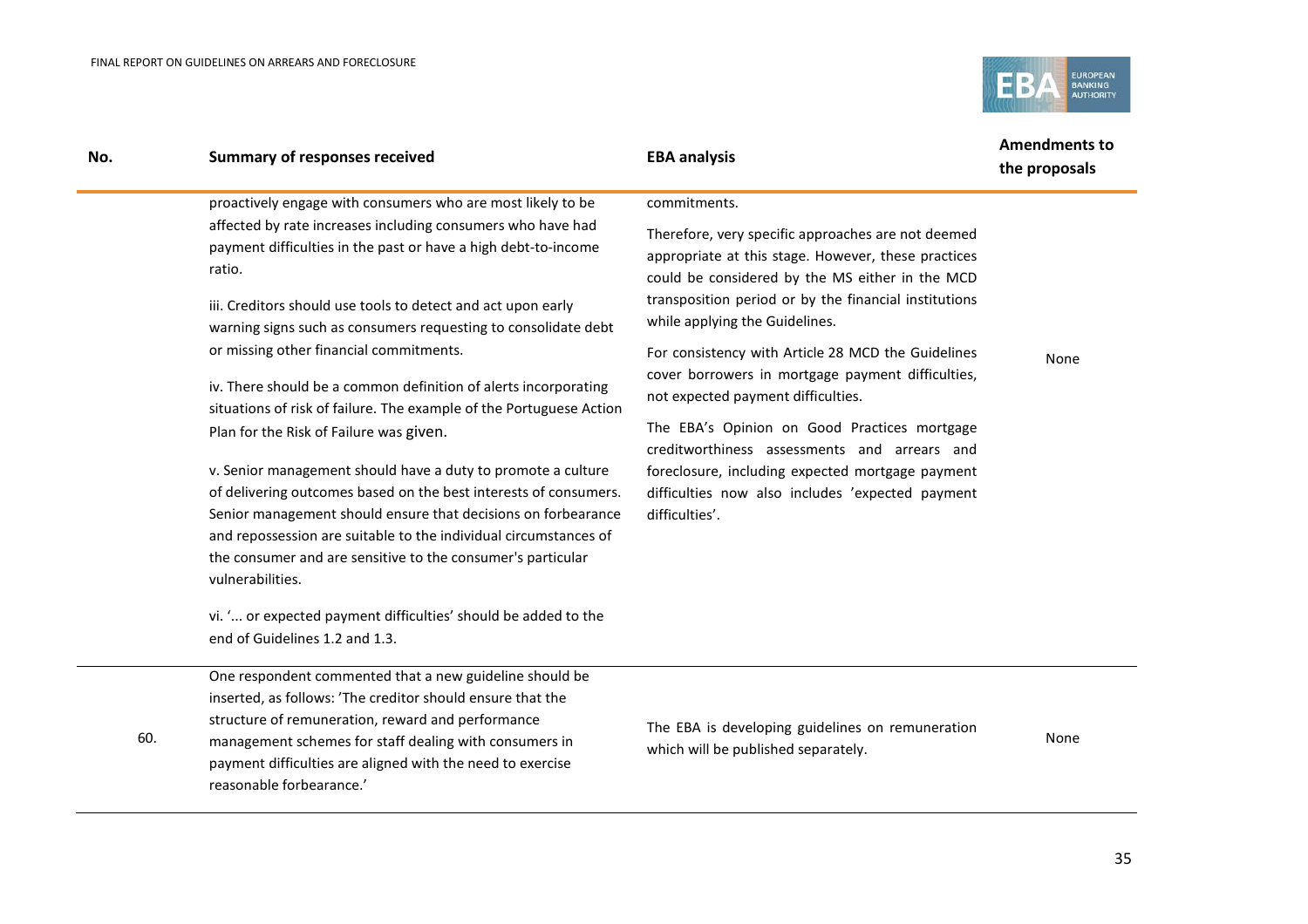| No. | Summary of responses received | EBA analysis | Amendments to the proposals |
|---|---|---|---|
| | proactively engage with consumers who are most likely to be affected by rate increases including consumers who have had payment difficulties in the past or have a high debt-to-income ratio.<br><br>iii. Creditors should use tools to detect and act upon early warning signs such as consumers requesting to consolidate debt or missing other financial commitments.<br><br>iv. There should be a common definition of alerts incorporating situations of risk of failure. The example of the Portuguese Action Plan for the Risk of Failure was given.<br><br>v. Senior management should have a duty to promote a culture of delivering outcomes based on the best interests of consumers. Senior management should ensure that decisions on forbearance and repossession are suitable to the individual circumstances of the consumer and are sensitive to the consumer's particular vulnerabilities.<br><br>vi. '... or expected payment difficulties' should be added to the end of Guidelines 1.2 and 1.3. | commitments.<br><br>Therefore, very specific approaches are not deemed appropriate at this stage. However, these practices could be considered by the MS either in the MCD transposition period or by the financial institutions while applying the Guidelines.<br><br>For consistency with Article 28 MCD the Guidelines cover borrowers in mortgage payment difficulties, not expected payment difficulties.<br><br>The EBA's Opinion on Good Practices mortgage creditworthiness assessments and arrears and foreclosure, including expected mortgage payment difficulties now also includes 'expected payment difficulties'. | None |
| 60. | One respondent commented that a new guideline should be inserted, as follows: 'The creditor should ensure that the structure of remuneration, reward and performance management schemes for staff dealing with consumers in payment difficulties are aligned with the need to exercise reasonable forbearance.' | The EBA is developing guidelines on remuneration which will be published separately. | None |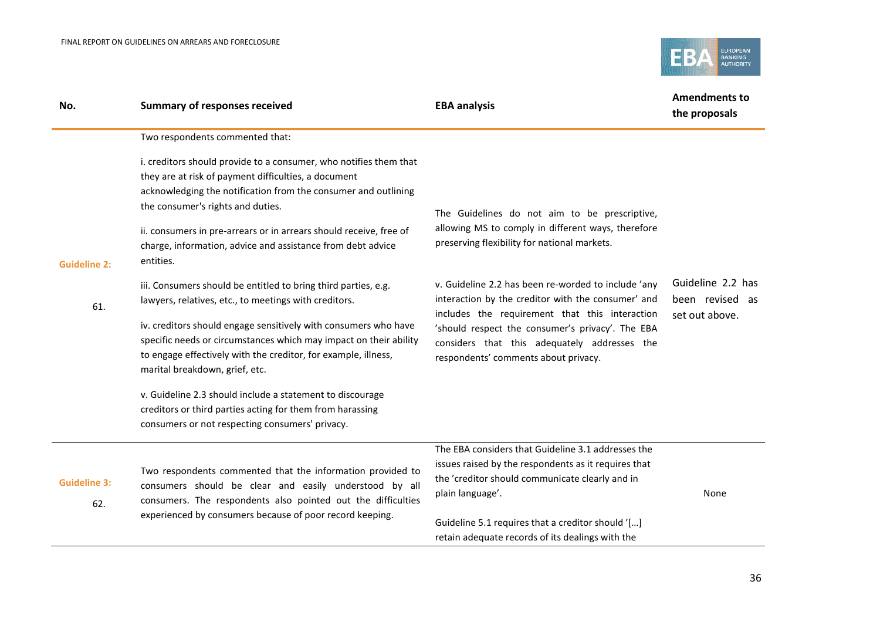| No. | Summary of responses received | EBA analysis | Amendments to the proposals |
|---|---|---|---|
| **Guideline 2:** 61. | Two respondents commented that:<br><br>i. creditors should provide to a consumer, who notifies them that they are at risk of payment difficulties, a document acknowledging the notification from the consumer and outlining the consumer's rights and duties.<br><br>ii. consumers in pre-arrears or in arrears should receive, free of charge, information, advice and assistance from debt advice entities.<br><br>iii. Consumers should be entitled to bring third parties, e.g. lawyers, relatives, etc., to meetings with creditors.<br><br>iv. creditors should engage sensitively with consumers who have specific needs or circumstances which may impact on their ability to engage effectively with the creditor, for example, illness, marital breakdown, grief, etc.<br><br>v. Guideline 2.3 should include a statement to discourage creditors or third parties acting for them from harassing consumers or not respecting consumers' privacy. | The Guidelines do not aim to be prescriptive, allowing MS to comply in different ways, therefore preserving flexibility for national markets.<br><br>v. Guideline 2.2 has been re-worded to include 'any interaction by the creditor with the consumer' and includes the requirement that this interaction 'should respect the consumer's privacy'. The EBA considers that this adequately addresses the respondents' comments about privacy. | Guideline 2.2 has been revised as set out above. |
| **Guideline 3:** 62. | Two respondents commented that the information provided to consumers should be clear and easily understood by all consumers. The respondents also pointed out the difficulties experienced by consumers because of poor record keeping. | The EBA considers that Guideline 3.1 addresses the issues raised by the respondents as it requires that the 'creditor should communicate clearly and in plain language'.<br><br>Guideline 5.1 requires that a creditor should '[…] retain adequate records of its dealings with the | None |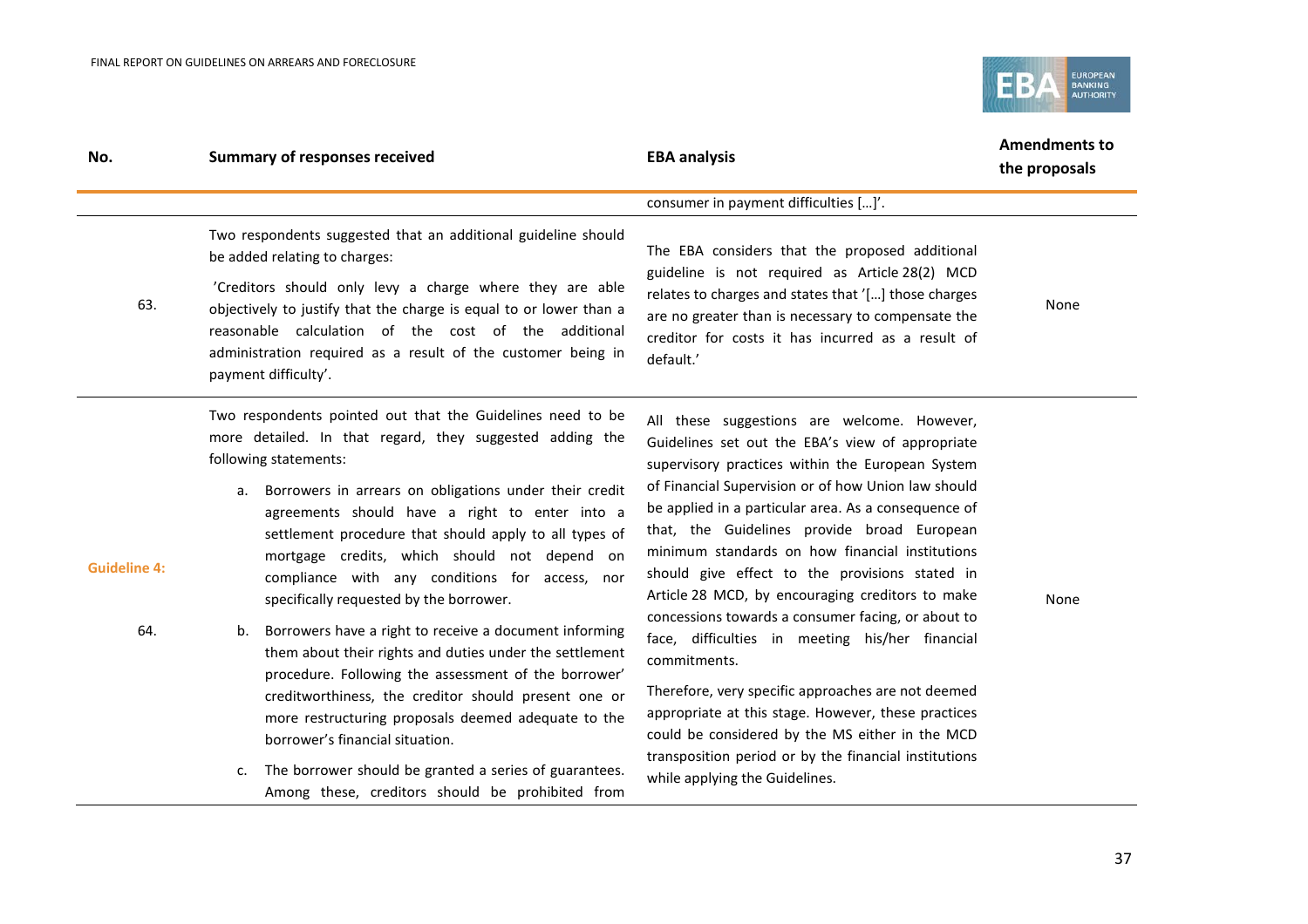| No. | Summary of responses received | EBA analysis | Amendments to the proposals |
|---|---|---|---|
| | | consumer in payment difficulties […]'. | |
| 63. | Two respondents suggested that an additional guideline should be added relating to charges:<br><br>'Creditors should only levy a charge where they are able objectively to justify that the charge is equal to or lower than a reasonable calculation of the cost of the additional administration required as a result of the customer being in payment difficulty'. | The EBA considers that the proposed additional guideline is not required as Article 28(2) MCD relates to charges and states that '[…] those charges are no greater than is necessary to compensate the creditor for costs it has incurred as a result of default.' | None |
| **Guideline 4:**<br><br>64. | Two respondents pointed out that the Guidelines need to be more detailed. In that regard, they suggested adding the following statements:<br><br>a. Borrowers in arrears on obligations under their credit agreements should have a right to enter into a settlement procedure that should apply to all types of mortgage credits, which should not depend on compliance with any conditions for access, nor specifically requested by the borrower.<br><br>b. Borrowers have a right to receive a document informing them about their rights and duties under the settlement procedure. Following the assessment of the borrower' creditworthiness, the creditor should present one or more restructuring proposals deemed adequate to the borrower's financial situation.<br><br>c. The borrower should be granted a series of guarantees. Among these, creditors should be prohibited from | All these suggestions are welcome. However, Guidelines set out the EBA's view of appropriate supervisory practices within the European System of Financial Supervision or of how Union law should be applied in a particular area. As a consequence of that, the Guidelines provide broad European minimum standards on how financial institutions should give effect to the provisions stated in Article 28 MCD, by encouraging creditors to make concessions towards a consumer facing, or about to face, difficulties in meeting his/her financial commitments.<br><br>Therefore, very specific approaches are not deemed appropriate at this stage. However, these practices could be considered by the MS either in the MCD transposition period or by the financial institutions while applying the Guidelines. | None |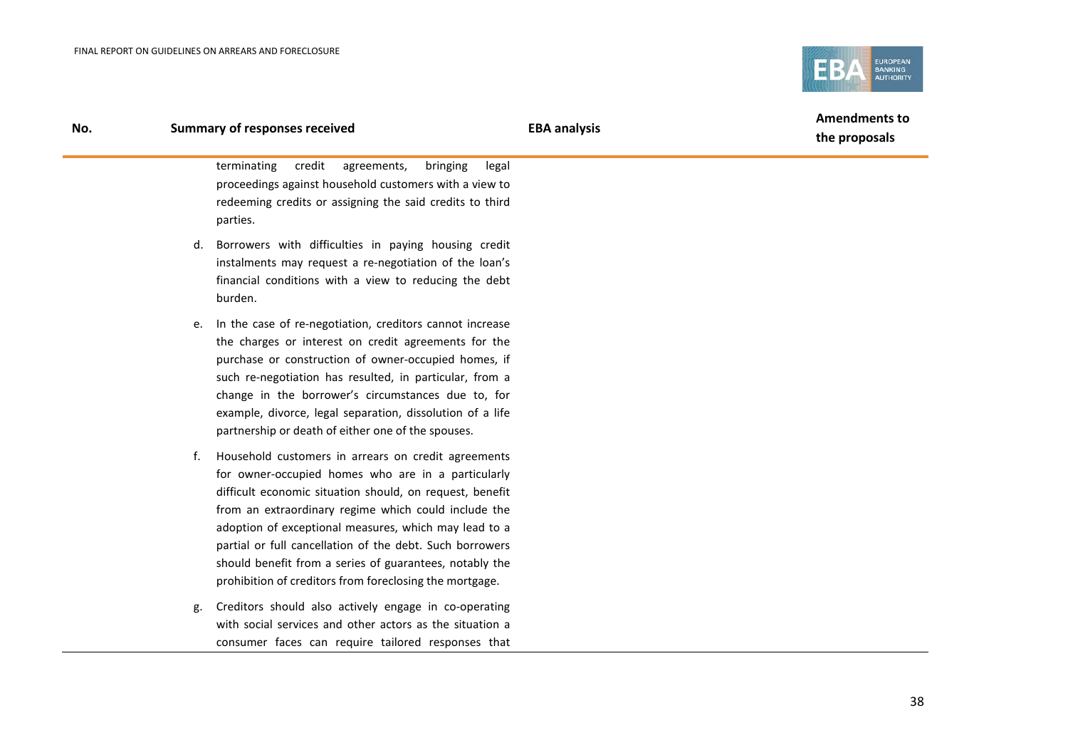| No. | Summary of responses received | EBA analysis | Amendments to the proposals |
|---|---|---|---|
| | terminating credit agreements, bringing legal proceedings against household customers with a view to redeeming credits or assigning the said credits to third parties.<br><br>d. Borrowers with difficulties in paying housing credit instalments may request a re-negotiation of the loan's financial conditions with a view to reducing the debt burden.<br><br>e. In the case of re-negotiation, creditors cannot increase the charges or interest on credit agreements for the purchase or construction of owner-occupied homes, if such re-negotiation has resulted, in particular, from a change in the borrower's circumstances due to, for example, divorce, legal separation, dissolution of a life partnership or death of either one of the spouses.<br><br>f. Household customers in arrears on credit agreements for owner-occupied homes who are in a particularly difficult economic situation should, on request, benefit from an extraordinary regime which could include the adoption of exceptional measures, which may lead to a partial or full cancellation of the debt. Such borrowers should benefit from a series of guarantees, notably the prohibition of creditors from foreclosing the mortgage.<br><br>g. Creditors should also actively engage in co-operating with social services and other actors as the situation a consumer faces can require tailored responses that | | |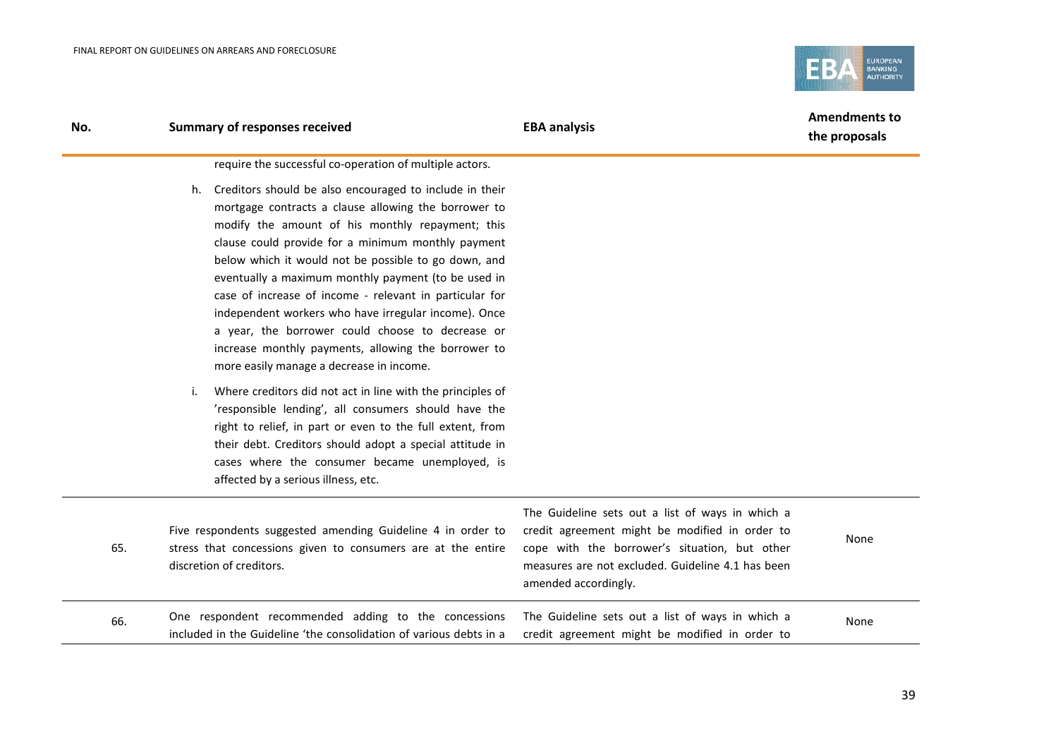| No. | Summary of responses received | EBA analysis | Amendments to the proposals |
|---|---|---|---|
| | require the successful co-operation of multiple actors.<br><br>h. Creditors should be also encouraged to include in their mortgage contracts a clause allowing the borrower to modify the amount of his monthly repayment; this clause could provide for a minimum monthly payment below which it would not be possible to go down, and eventually a maximum monthly payment (to be used in case of increase of income - relevant in particular for independent workers who have irregular income). Once a year, the borrower could choose to decrease or increase monthly payments, allowing the borrower to more easily manage a decrease in income.<br><br>i. Where creditors did not act in line with the principles of 'responsible lending', all consumers should have the right to relief, in part or even to the full extent, from their debt. Creditors should adopt a special attitude in cases where the consumer became unemployed, is affected by a serious illness, etc. | | |
| 65. | Five respondents suggested amending Guideline 4 in order to stress that concessions given to consumers are at the entire discretion of creditors. | The Guideline sets out a list of ways in which a credit agreement might be modified in order to cope with the borrower's situation, but other measures are not excluded. Guideline 4.1 has been amended accordingly. | None |
| 66. | One respondent recommended adding to the concessions included in the Guideline 'the consolidation of various debts in a | The Guideline sets out a list of ways in which a credit agreement might be modified in order to | None |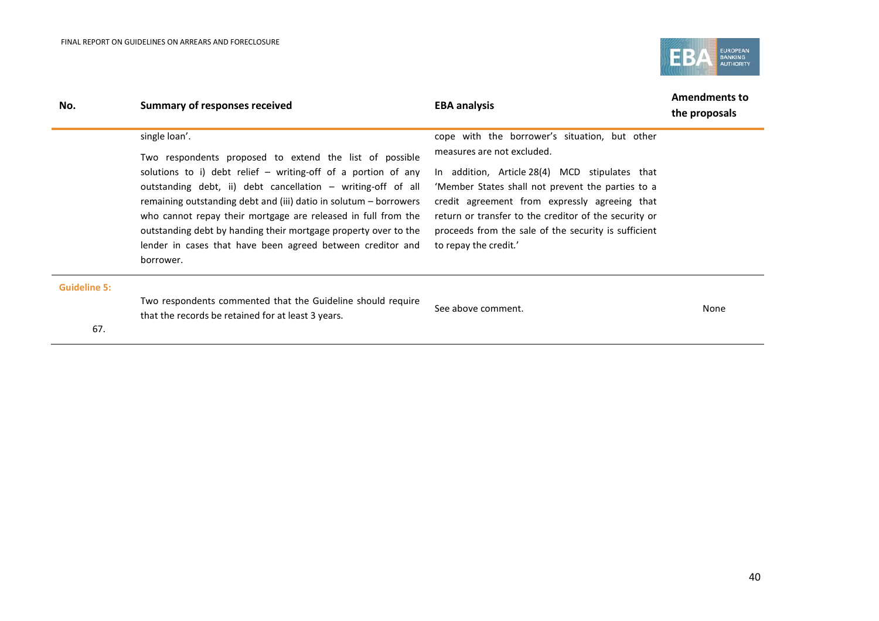| No. | Summary of responses received | EBA analysis | Amendments to the proposals |
|---|---|---|---|
| | single loan'. Two respondents proposed to extend the list of possible solutions to i) debt relief – writing-off of a portion of any outstanding debt, ii) debt cancellation – writing-off of all remaining outstanding debt and (iii) datio in solutum – borrowers who cannot repay their mortgage are released in full from the outstanding debt by handing their mortgage property over to the lender in cases that have been agreed between creditor and borrower. | cope with the borrower's situation, but other measures are not excluded. In addition, Article 28(4) MCD stipulates that 'Member States shall not prevent the parties to a credit agreement from expressly agreeing that return or transfer to the creditor of the security or proceeds from the sale of the security is sufficient to repay the credit.' | |
| **Guideline 5:** | | | |
| 67. | Two respondents commented that the Guideline should require that the records be retained for at least 3 years. | See above comment. | None |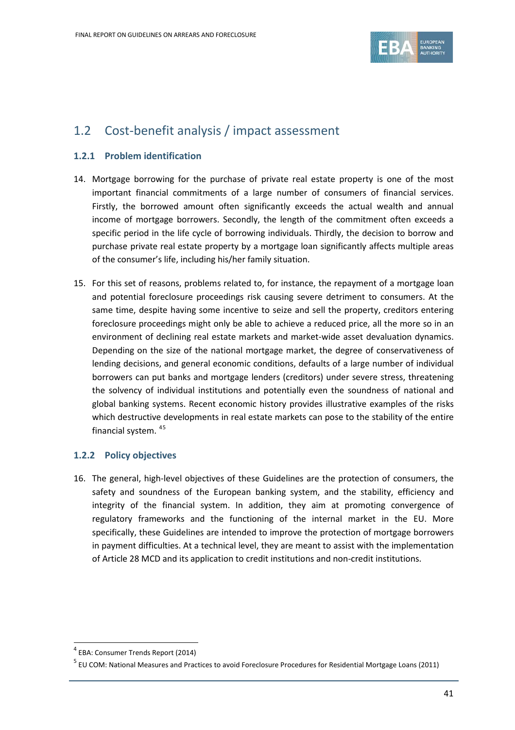## 1.2 Cost-benefit analysis / impact assessment

### 1.2.1 Problem identification

14. Mortgage borrowing for the purchase of private real estate property is one of the most important financial commitments of a large number of consumers of financial services. Firstly, the borrowed amount often significantly exceeds the actual wealth and annual income of mortgage borrowers. Secondly, the length of the commitment often exceeds a specific period in the life cycle of borrowing individuals. Thirdly, the decision to borrow and purchase private real estate property by a mortgage loan significantly affects multiple areas of the consumer's life, including his/her family situation.

15. For this set of reasons, problems related to, for instance, the repayment of a mortgage loan and potential foreclosure proceedings risk causing severe detriment to consumers. At the same time, despite having some incentive to seize and sell the property, creditors entering foreclosure proceedings might only be able to achieve a reduced price, all the more so in an environment of declining real estate markets and market-wide asset devaluation dynamics. Depending on the size of the national mortgage market, the degree of conservativeness of lending decisions, and general economic conditions, defaults of a large number of individual borrowers can put banks and mortgage lenders (creditors) under severe stress, threatening the solvency of individual institutions and potentially even the soundness of national and global banking systems. Recent economic history provides illustrative examples of the risks which destructive developments in real estate markets can pose to the stability of the entire financial system. [4][5]

### 1.2.2 Policy objectives

16. The general, high-level objectives of these Guidelines are the protection of consumers, the safety and soundness of the European banking system, and the stability, efficiency and integrity of the financial system. In addition, they aim at promoting convergence of regulatory frameworks and the functioning of the internal market in the EU. More specifically, these Guidelines are intended to improve the protection of mortgage borrowers in payment difficulties. At a technical level, they are meant to assist with the implementation of Article 28 MCD and its application to credit institutions and non-credit institutions.

---

[4] EBA: Consumer Trends Report (2014)

[5] EU COM: National Measures and Practices to avoid Foreclosure Procedures for Residential Mortgage Loans (2011)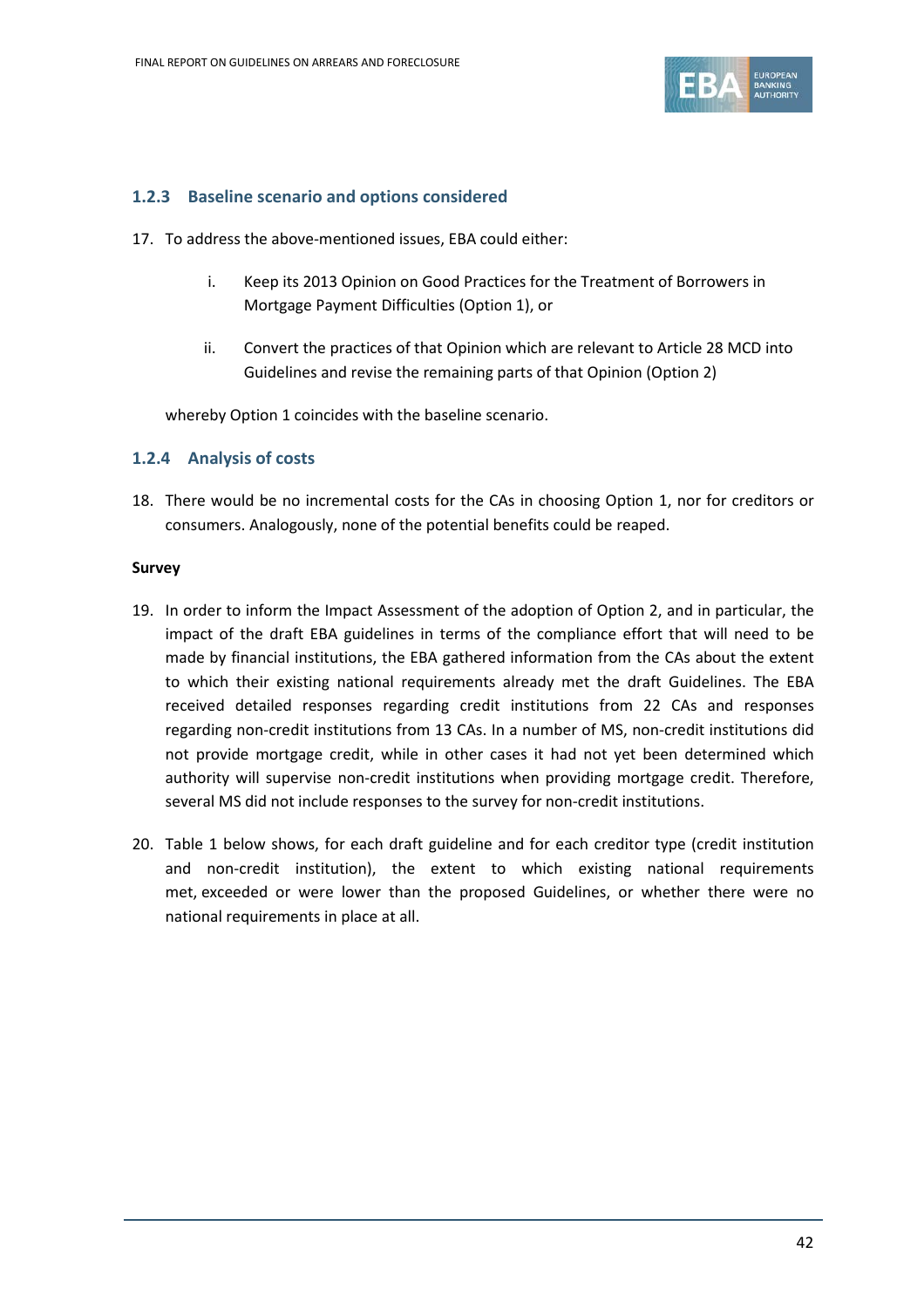### 1.2.3 Baseline scenario and options considered

17. To address the above-mentioned issues, EBA could either:

    i. Keep its 2013 Opinion on Good Practices for the Treatment of Borrowers in Mortgage Payment Difficulties (Option 1), or

    ii. Convert the practices of that Opinion which are relevant to Article 28 MCD into Guidelines and revise the remaining parts of that Opinion (Option 2)

    whereby Option 1 coincides with the baseline scenario.

### 1.2.4 Analysis of costs

18. There would be no incremental costs for the CAs in choosing Option 1, nor for creditors or consumers. Analogously, none of the potential benefits could be reaped.

**Survey**

19. In order to inform the Impact Assessment of the adoption of Option 2, and in particular, the impact of the draft EBA guidelines in terms of the compliance effort that will need to be made by financial institutions, the EBA gathered information from the CAs about the extent to which their existing national requirements already met the draft Guidelines. The EBA received detailed responses regarding credit institutions from 22 CAs and responses regarding non-credit institutions from 13 CAs. In a number of MS, non-credit institutions did not provide mortgage credit, while in other cases it had not yet been determined which authority will supervise non-credit institutions when providing mortgage credit. Therefore, several MS did not include responses to the survey for non-credit institutions.

20. Table 1 below shows, for each draft guideline and for each creditor type (credit institution and non-credit institution), the extent to which existing national requirements met, exceeded or were lower than the proposed Guidelines, or whether there were no national requirements in place at all.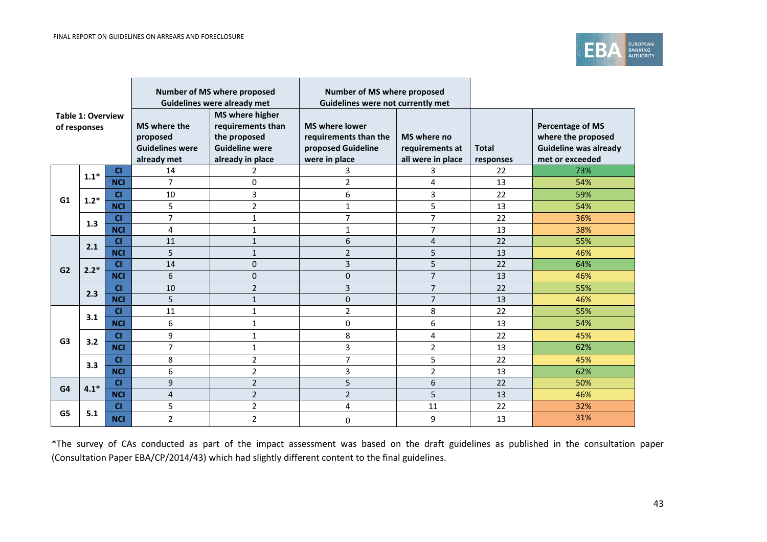| Table 1: Overview of responses | | | Number of MS where proposed Guidelines were already met | | Number of MS where proposed Guidelines were not currently met | | | |
|---|---|---|---|---|---|---|---|---|
| | | | MS where the proposed Guidelines were already met | MS where higher requirements than the proposed Guideline were already in place | MS where lower requirements than the proposed Guideline were in place | MS where no requirements at all were in place | Total responses | Percentage of MS where the proposed Guideline was already met or exceeded |
| G1 | 1.1* | CI | 14 | 2 | 3 | 3 | 22 | 73% |
| | | NCI | 7 | 0 | 2 | 4 | 13 | 54% |
| | 1.2* | CI | 10 | 3 | 6 | 3 | 22 | 59% |
| | | NCI | 5 | 2 | 1 | 5 | 13 | 54% |
| | 1.3 | CI | 7 | 1 | 7 | 7 | 22 | 36% |
| | | NCI | 4 | 1 | 1 | 7 | 13 | 38% |
| G2 | 2.1 | CI | 11 | 1 | 6 | 4 | 22 | 55% |
| | | NCI | 5 | 1 | 2 | 5 | 13 | 46% |
| | 2.2* | CI | 14 | 0 | 3 | 5 | 22 | 64% |
| | | NCI | 6 | 0 | 0 | 7 | 13 | 46% |
| | 2.3 | CI | 10 | 2 | 3 | 7 | 22 | 55% |
| | | NCI | 5 | 1 | 0 | 7 | 13 | 46% |
| G3 | 3.1 | CI | 11 | 1 | 2 | 8 | 22 | 55% |
| | | NCI | 6 | 1 | 0 | 6 | 13 | 54% |
| | 3.2 | CI | 9 | 1 | 8 | 4 | 22 | 45% |
| | | NCI | 7 | 1 | 3 | 2 | 13 | 62% |
| | 3.3 | CI | 8 | 2 | 7 | 5 | 22 | 45% |
| | | NCI | 6 | 2 | 3 | 2 | 13 | 62% |
| G4 | 4.1* | CI | 9 | 2 | 5 | 6 | 22 | 50% |
| | | NCI | 4 | 2 | 2 | 5 | 13 | 46% |
| G5 | 5.1 | CI | 5 | 2 | 4 | 11 | 22 | 32% |
| | | NCI | 2 | 2 | 0 | 9 | 13 | 31% |

*The survey of CAs conducted as part of the impact assessment was based on the draft guidelines as published in the consultation paper (Consultation Paper EBA/CP/2014/43) which had slightly different content to the final guidelines.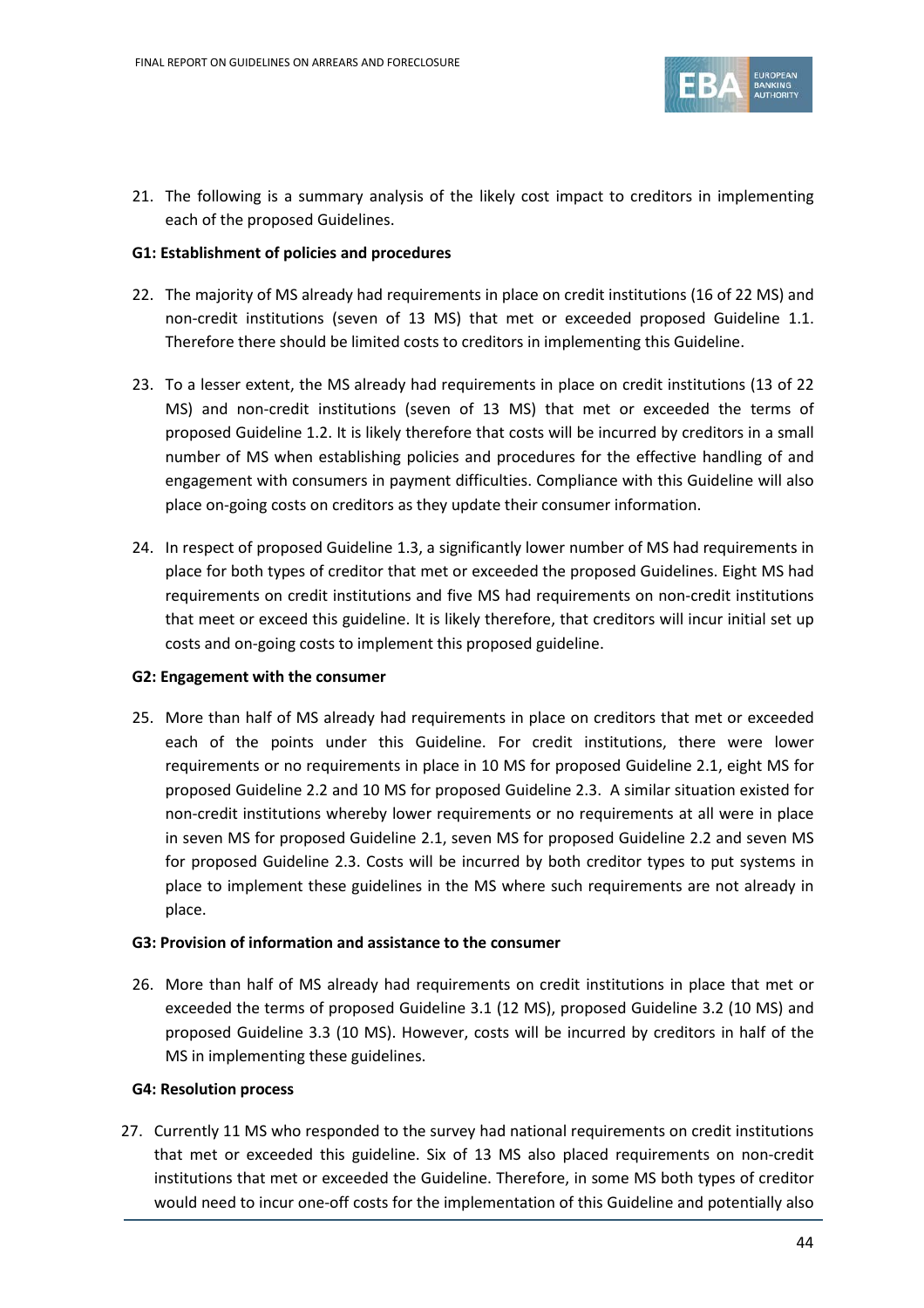21. The following is a summary analysis of the likely cost impact to creditors in implementing each of the proposed Guidelines.

**G1: Establishment of policies and procedures**

22. The majority of MS already had requirements in place on credit institutions (16 of 22 MS) and non-credit institutions (seven of 13 MS) that met or exceeded proposed Guideline 1.1. Therefore there should be limited costs to creditors in implementing this Guideline.

23. To a lesser extent, the MS already had requirements in place on credit institutions (13 of 22 MS) and non-credit institutions (seven of 13 MS) that met or exceeded the terms of proposed Guideline 1.2. It is likely therefore that costs will be incurred by creditors in a small number of MS when establishing policies and procedures for the effective handling of and engagement with consumers in payment difficulties. Compliance with this Guideline will also place on-going costs on creditors as they update their consumer information.

24. In respect of proposed Guideline 1.3, a significantly lower number of MS had requirements in place for both types of creditor that met or exceeded the proposed Guidelines. Eight MS had requirements on credit institutions and five MS had requirements on non-credit institutions that meet or exceed this guideline. It is likely therefore, that creditors will incur initial set up costs and on-going costs to implement this proposed guideline.

**G2: Engagement with the consumer**

25. More than half of MS already had requirements in place on creditors that met or exceeded each of the points under this Guideline. For credit institutions, there were lower requirements or no requirements in place in 10 MS for proposed Guideline 2.1, eight MS for proposed Guideline 2.2 and 10 MS for proposed Guideline 2.3. A similar situation existed for non-credit institutions whereby lower requirements or no requirements at all were in place in seven MS for proposed Guideline 2.1, seven MS for proposed Guideline 2.2 and seven MS for proposed Guideline 2.3. Costs will be incurred by both creditor types to put systems in place to implement these guidelines in the MS where such requirements are not already in place.

**G3: Provision of information and assistance to the consumer**

26. More than half of MS already had requirements on credit institutions in place that met or exceeded the terms of proposed Guideline 3.1 (12 MS), proposed Guideline 3.2 (10 MS) and proposed Guideline 3.3 (10 MS). However, costs will be incurred by creditors in half of the MS in implementing these guidelines.

**G4: Resolution process**

27. Currently 11 MS who responded to the survey had national requirements on credit institutions that met or exceeded this guideline. Six of 13 MS also placed requirements on non-credit institutions that met or exceeded the Guideline. Therefore, in some MS both types of creditor would need to incur one-off costs for the implementation of this Guideline and potentially also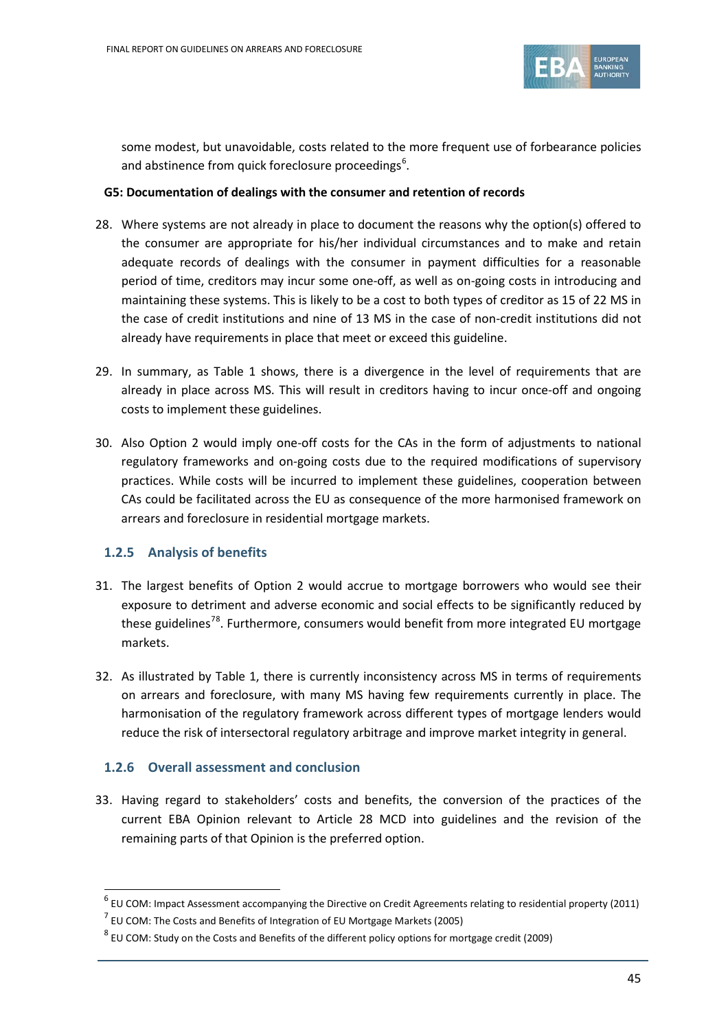some modest, but unavoidable, costs related to the more frequent use of forbearance policies and abstinence from quick foreclosure proceedings[6].

**G5: Documentation of dealings with the consumer and retention of records**

28. Where systems are not already in place to document the reasons why the option(s) offered to the consumer are appropriate for his/her individual circumstances and to make and retain adequate records of dealings with the consumer in payment difficulties for a reasonable period of time, creditors may incur some one-off, as well as on-going costs in introducing and maintaining these systems. This is likely to be a cost to both types of creditor as 15 of 22 MS in the case of credit institutions and nine of 13 MS in the case of non-credit institutions did not already have requirements in place that meet or exceed this guideline.

29. In summary, as Table 1 shows, there is a divergence in the level of requirements that are already in place across MS. This will result in creditors having to incur once-off and ongoing costs to implement these guidelines.

30. Also Option 2 would imply one-off costs for the CAs in the form of adjustments to national regulatory frameworks and on-going costs due to the required modifications of supervisory practices. While costs will be incurred to implement these guidelines, cooperation between CAs could be facilitated across the EU as consequence of the more harmonised framework on arrears and foreclosure in residential mortgage markets.

### 1.2.5 Analysis of benefits

31. The largest benefits of Option 2 would accrue to mortgage borrowers who would see their exposure to detriment and adverse economic and social effects to be significantly reduced by these guidelines[7][8]. Furthermore, consumers would benefit from more integrated EU mortgage markets.

32. As illustrated by Table 1, there is currently inconsistency across MS in terms of requirements on arrears and foreclosure, with many MS having few requirements currently in place. The harmonisation of the regulatory framework across different types of mortgage lenders would reduce the risk of intersectoral regulatory arbitrage and improve market integrity in general.

### 1.2.6 Overall assessment and conclusion

33. Having regard to stakeholders' costs and benefits, the conversion of the practices of the current EBA Opinion relevant to Article 28 MCD into guidelines and the revision of the remaining parts of that Opinion is the preferred option.

---

[6] EU COM: Impact Assessment accompanying the Directive on Credit Agreements relating to residential property (2011)

[7] EU COM: The Costs and Benefits of Integration of EU Mortgage Markets (2005)

[8] EU COM: Study on the Costs and Benefits of the different policy options for mortgage credit (2009)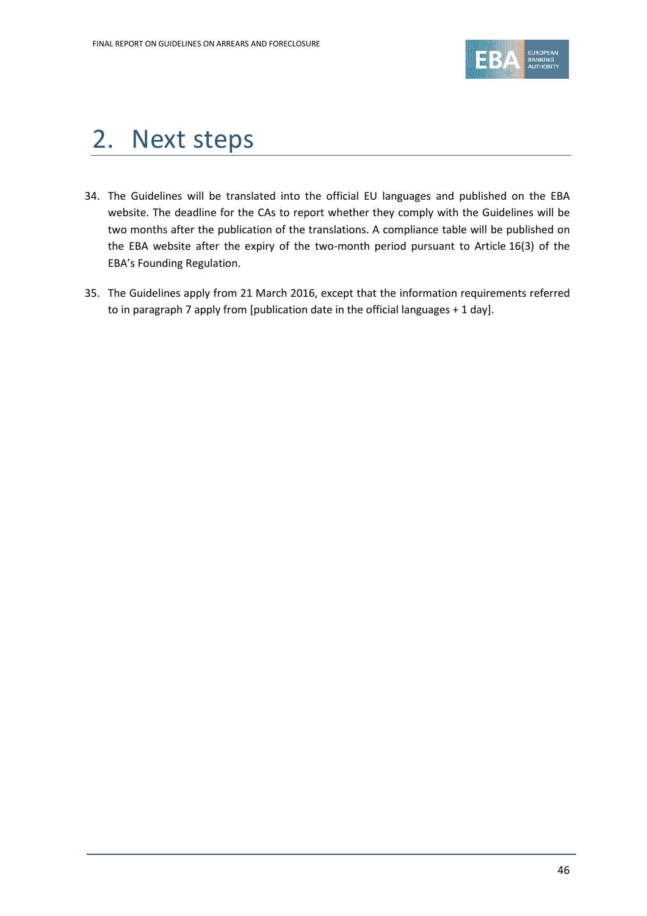# 2. Next steps

34. The Guidelines will be translated into the official EU languages and published on the EBA website. The deadline for the CAs to report whether they comply with the Guidelines will be two months after the publication of the translations. A compliance table will be published on the EBA website after the expiry of the two-month period pursuant to Article 16(3) of the EBA's Founding Regulation.

35. The Guidelines apply from 21 March 2016, except that the information requirements referred to in paragraph 7 apply from [publication date in the official languages + 1 day].